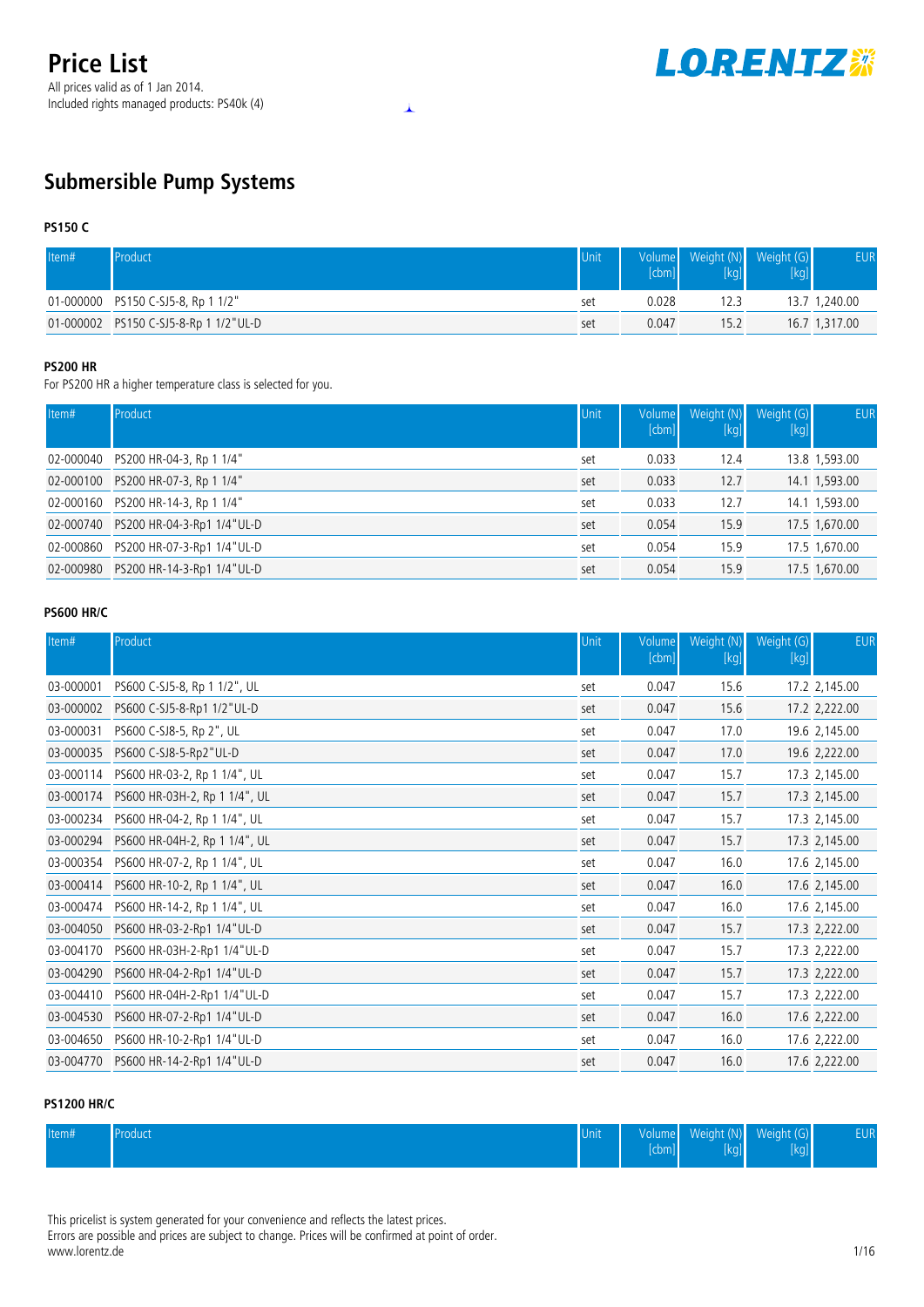# Price List

All prices valid as of 1 Jan 2014.
Included rights managed products: PS40k (4)

## Submersible Pump Systems

### PS150 C

| Item# | Product | Unit | Volume [cbm] | Weight (N) [kg] | Weight (G) [kg] | EUR |
|---|---|---|---|---|---|---|
| 01-000000 | PS150 C-SJ5-8, Rp 1 1/2" | set | 0.028 | 12.3 | 13.7 | 1,240.00 |
| 01-000002 | PS150 C-SJ5-8-Rp 1 1/2"UL-D | set | 0.047 | 15.2 | 16.7 | 1,317.00 |

### PS200 HR

For PS200 HR a higher temperature class is selected for you.

| Item# | Product | Unit | Volume [cbm] | Weight (N) [kg] | Weight (G) [kg] | EUR |
|---|---|---|---|---|---|---|
| 02-000040 | PS200 HR-04-3, Rp 1 1/4" | set | 0.033 | 12.4 | 13.8 | 1,593.00 |
| 02-000100 | PS200 HR-07-3, Rp 1 1/4" | set | 0.033 | 12.7 | 14.1 | 1,593.00 |
| 02-000160 | PS200 HR-14-3, Rp 1 1/4" | set | 0.033 | 12.7 | 14.1 | 1,593.00 |
| 02-000740 | PS200 HR-04-3-Rp1 1/4"UL-D | set | 0.054 | 15.9 | 17.5 | 1,670.00 |
| 02-000860 | PS200 HR-07-3-Rp1 1/4"UL-D | set | 0.054 | 15.9 | 17.5 | 1,670.00 |
| 02-000980 | PS200 HR-14-3-Rp1 1/4"UL-D | set | 0.054 | 15.9 | 17.5 | 1,670.00 |

### PS600 HR/C

| Item# | Product | Unit | Volume [cbm] | Weight (N) [kg] | Weight (G) [kg] | EUR |
|---|---|---|---|---|---|---|
| 03-000001 | PS600 C-SJ5-8, Rp 1 1/2", UL | set | 0.047 | 15.6 | 17.2 | 2,145.00 |
| 03-000002 | PS600 C-SJ5-8-Rp1 1/2"UL-D | set | 0.047 | 15.6 | 17.2 | 2,222.00 |
| 03-000031 | PS600 C-SJ8-5, Rp 2", UL | set | 0.047 | 17.0 | 19.6 | 2,145.00 |
| 03-000035 | PS600 C-SJ8-5-Rp2"UL-D | set | 0.047 | 17.0 | 19.6 | 2,222.00 |
| 03-000114 | PS600 HR-03-2, Rp 1 1/4", UL | set | 0.047 | 15.7 | 17.3 | 2,145.00 |
| 03-000174 | PS600 HR-03H-2, Rp 1 1/4", UL | set | 0.047 | 15.7 | 17.3 | 2,145.00 |
| 03-000234 | PS600 HR-04-2, Rp 1 1/4", UL | set | 0.047 | 15.7 | 17.3 | 2,145.00 |
| 03-000294 | PS600 HR-04H-2, Rp 1 1/4", UL | set | 0.047 | 15.7 | 17.3 | 2,145.00 |
| 03-000354 | PS600 HR-07-2, Rp 1 1/4", UL | set | 0.047 | 16.0 | 17.6 | 2,145.00 |
| 03-000414 | PS600 HR-10-2, Rp 1 1/4", UL | set | 0.047 | 16.0 | 17.6 | 2,145.00 |
| 03-000474 | PS600 HR-14-2, Rp 1 1/4", UL | set | 0.047 | 16.0 | 17.6 | 2,145.00 |
| 03-004050 | PS600 HR-03-2-Rp1 1/4"UL-D | set | 0.047 | 15.7 | 17.3 | 2,222.00 |
| 03-004170 | PS600 HR-03H-2-Rp1 1/4"UL-D | set | 0.047 | 15.7 | 17.3 | 2,222.00 |
| 03-004290 | PS600 HR-04-2-Rp1 1/4"UL-D | set | 0.047 | 15.7 | 17.3 | 2,222.00 |
| 03-004410 | PS600 HR-04H-2-Rp1 1/4"UL-D | set | 0.047 | 15.7 | 17.3 | 2,222.00 |
| 03-004530 | PS600 HR-07-2-Rp1 1/4"UL-D | set | 0.047 | 16.0 | 17.6 | 2,222.00 |
| 03-004650 | PS600 HR-10-2-Rp1 1/4"UL-D | set | 0.047 | 16.0 | 17.6 | 2,222.00 |
| 03-004770 | PS600 HR-14-2-Rp1 1/4"UL-D | set | 0.047 | 16.0 | 17.6 | 2,222.00 |

### PS1200 HR/C

| Item# | Product | Unit | Volume [cbm] | Weight (N) [kg] | Weight (G) [kg] | EUR |
|---|---|---|---|---|---|---|

This pricelist is system generated for your convenience and reflects the latest prices.
Errors are possible and prices are subject to change. Prices will be confirmed at point of order.
www.lorentz.de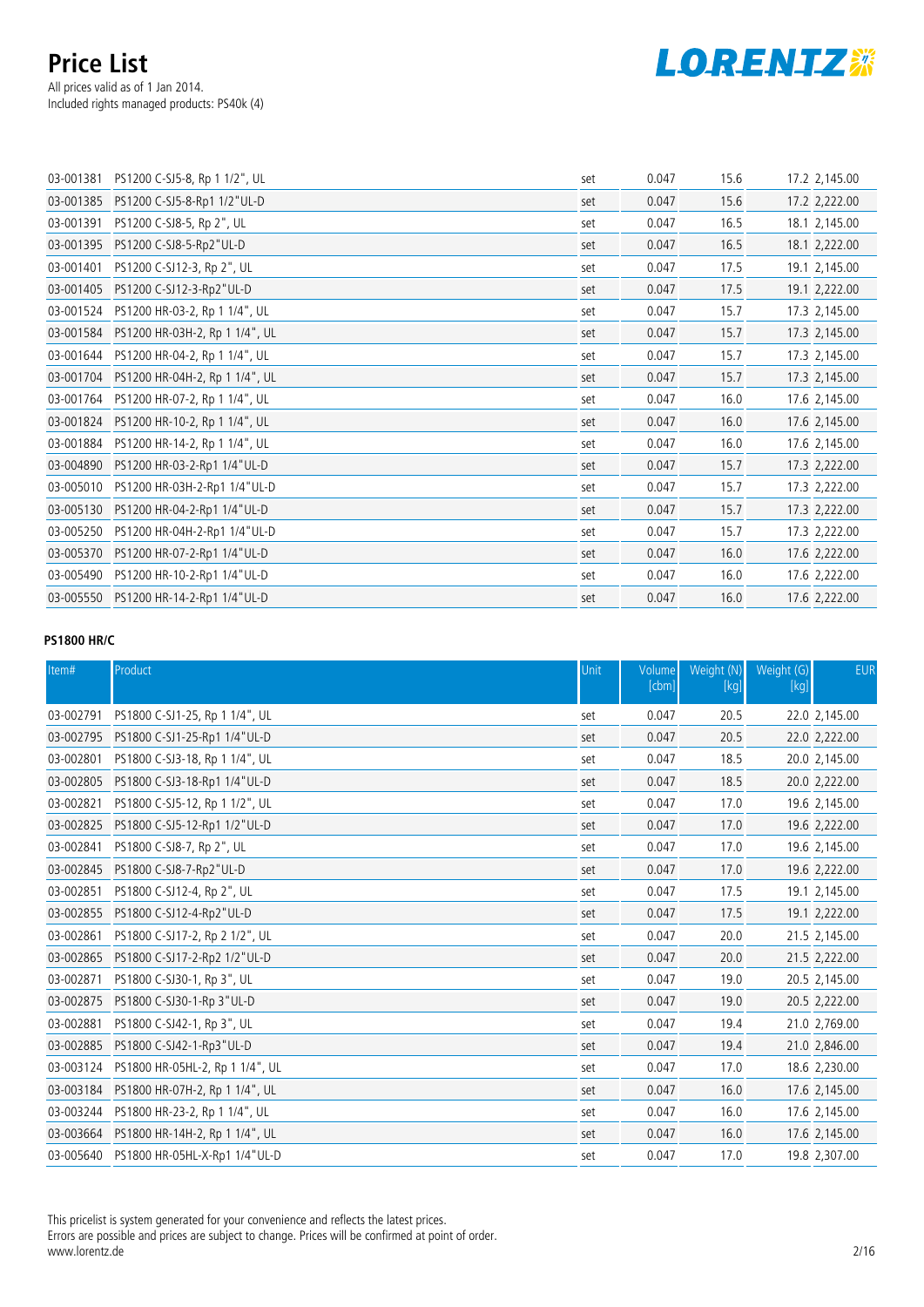| Item# | Product | Unit | Volume [cbm] | Weight (N) [kg] | Weight (G) [kg] | EUR |
|---|---|---|---|---|---|---|
| 03-001381 | PS1200 C-SJ5-8, Rp 1 1/2", UL | set | 0.047 | 15.6 | 17.2 | 2,145.00 |
| 03-001385 | PS1200 C-SJ5-8-Rp1 1/2"UL-D | set | 0.047 | 15.6 | 17.2 | 2,222.00 |
| 03-001391 | PS1200 C-SJ8-5, Rp 2", UL | set | 0.047 | 16.5 | 18.1 | 2,145.00 |
| 03-001395 | PS1200 C-SJ8-5-Rp2"UL-D | set | 0.047 | 16.5 | 18.1 | 2,222.00 |
| 03-001401 | PS1200 C-SJ12-3, Rp 2", UL | set | 0.047 | 17.5 | 19.1 | 2,145.00 |
| 03-001405 | PS1200 C-SJ12-3-Rp2"UL-D | set | 0.047 | 17.5 | 19.1 | 2,222.00 |
| 03-001524 | PS1200 HR-03-2, Rp 1 1/4", UL | set | 0.047 | 15.7 | 17.3 | 2,145.00 |
| 03-001584 | PS1200 HR-03H-2, Rp 1 1/4", UL | set | 0.047 | 15.7 | 17.3 | 2,145.00 |
| 03-001644 | PS1200 HR-04-2, Rp 1 1/4", UL | set | 0.047 | 15.7 | 17.3 | 2,145.00 |
| 03-001704 | PS1200 HR-04H-2, Rp 1 1/4", UL | set | 0.047 | 15.7 | 17.3 | 2,145.00 |
| 03-001764 | PS1200 HR-07-2, Rp 1 1/4", UL | set | 0.047 | 16.0 | 17.6 | 2,145.00 |
| 03-001824 | PS1200 HR-10-2, Rp 1 1/4", UL | set | 0.047 | 16.0 | 17.6 | 2,145.00 |
| 03-001884 | PS1200 HR-14-2, Rp 1 1/4", UL | set | 0.047 | 16.0 | 17.6 | 2,145.00 |
| 03-004890 | PS1200 HR-03-2-Rp1 1/4"UL-D | set | 0.047 | 15.7 | 17.3 | 2,222.00 |
| 03-005010 | PS1200 HR-03H-2-Rp1 1/4"UL-D | set | 0.047 | 15.7 | 17.3 | 2,222.00 |
| 03-005130 | PS1200 HR-04-2-Rp1 1/4"UL-D | set | 0.047 | 15.7 | 17.3 | 2,222.00 |
| 03-005250 | PS1200 HR-04H-2-Rp1 1/4"UL-D | set | 0.047 | 15.7 | 17.3 | 2,222.00 |
| 03-005370 | PS1200 HR-07-2-Rp1 1/4"UL-D | set | 0.047 | 16.0 | 17.6 | 2,222.00 |
| 03-005490 | PS1200 HR-10-2-Rp1 1/4"UL-D | set | 0.047 | 16.0 | 17.6 | 2,222.00 |
| 03-005550 | PS1200 HR-14-2-Rp1 1/4"UL-D | set | 0.047 | 16.0 | 17.6 | 2,222.00 |

**PS1800 HR/C**

| Item# | Product | Unit | Volume [cbm] | Weight (N) [kg] | Weight (G) [kg] | EUR |
|---|---|---|---|---|---|---|
| 03-002791 | PS1800 C-SJ1-25, Rp 1 1/4", UL | set | 0.047 | 20.5 | 22.0 | 2,145.00 |
| 03-002795 | PS1800 C-SJ1-25-Rp1 1/4"UL-D | set | 0.047 | 20.5 | 22.0 | 2,222.00 |
| 03-002801 | PS1800 C-SJ3-18, Rp 1 1/4", UL | set | 0.047 | 18.5 | 20.0 | 2,145.00 |
| 03-002805 | PS1800 C-SJ3-18-Rp1 1/4"UL-D | set | 0.047 | 18.5 | 20.0 | 2,222.00 |
| 03-002821 | PS1800 C-SJ5-12, Rp 1 1/2", UL | set | 0.047 | 17.0 | 19.6 | 2,145.00 |
| 03-002825 | PS1800 C-SJ5-12-Rp1 1/2"UL-D | set | 0.047 | 17.0 | 19.6 | 2,222.00 |
| 03-002841 | PS1800 C-SJ8-7, Rp 2", UL | set | 0.047 | 17.0 | 19.6 | 2,145.00 |
| 03-002845 | PS1800 C-SJ8-7-Rp2"UL-D | set | 0.047 | 17.0 | 19.6 | 2,222.00 |
| 03-002851 | PS1800 C-SJ12-4, Rp 2", UL | set | 0.047 | 17.5 | 19.1 | 2,145.00 |
| 03-002855 | PS1800 C-SJ12-4-Rp2"UL-D | set | 0.047 | 17.5 | 19.1 | 2,222.00 |
| 03-002861 | PS1800 C-SJ17-2, Rp 2 1/2", UL | set | 0.047 | 20.0 | 21.5 | 2,145.00 |
| 03-002865 | PS1800 C-SJ17-2-Rp2 1/2"UL-D | set | 0.047 | 20.0 | 21.5 | 2,222.00 |
| 03-002871 | PS1800 C-SJ30-1, Rp 3", UL | set | 0.047 | 19.0 | 20.5 | 2,145.00 |
| 03-002875 | PS1800 C-SJ30-1-Rp 3"UL-D | set | 0.047 | 19.0 | 20.5 | 2,222.00 |
| 03-002881 | PS1800 C-SJ42-1, Rp 3", UL | set | 0.047 | 19.4 | 21.0 | 2,769.00 |
| 03-002885 | PS1800 C-SJ42-1-Rp3"UL-D | set | 0.047 | 19.4 | 21.0 | 2,846.00 |
| 03-003124 | PS1800 HR-05HL-2, Rp 1 1/4", UL | set | 0.047 | 17.0 | 18.6 | 2,230.00 |
| 03-003184 | PS1800 HR-07H-2, Rp 1 1/4", UL | set | 0.047 | 16.0 | 17.6 | 2,145.00 |
| 03-003244 | PS1800 HR-23-2, Rp 1 1/4", UL | set | 0.047 | 16.0 | 17.6 | 2,145.00 |
| 03-003664 | PS1800 HR-14H-2, Rp 1 1/4", UL | set | 0.047 | 16.0 | 17.6 | 2,145.00 |
| 03-005640 | PS1800 HR-05HL-X-Rp1 1/4"UL-D | set | 0.047 | 17.0 | 19.8 | 2,307.00 |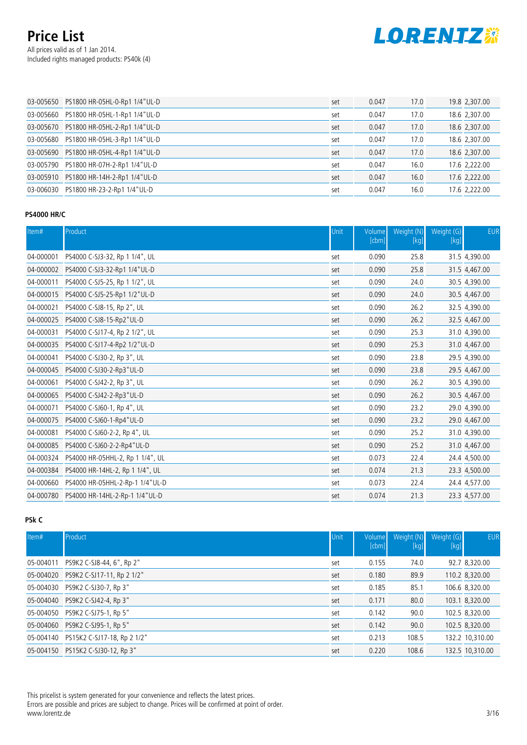# Price List

All prices valid as of 1 Jan 2014.
Included rights managed products: PS40k (4)

| | | | | | | |
|---|---|---|---|---|---|---|
| 03-005650 | PS1800 HR-05HL-0-Rp1 1/4"UL-D | set | 0.047 | 17.0 | 19.8 | 2,307.00 |
| 03-005660 | PS1800 HR-05HL-1-Rp1 1/4"UL-D | set | 0.047 | 17.0 | 18.6 | 2,307.00 |
| 03-005670 | PS1800 HR-05HL-2-Rp1 1/4"UL-D | set | 0.047 | 17.0 | 18.6 | 2,307.00 |
| 03-005680 | PS1800 HR-05HL-3-Rp1 1/4"UL-D | set | 0.047 | 17.0 | 18.6 | 2,307.00 |
| 03-005690 | PS1800 HR-05HL-4-Rp1 1/4"UL-D | set | 0.047 | 17.0 | 18.6 | 2,307.00 |
| 03-005790 | PS1800 HR-07H-2-Rp1 1/4"UL-D | set | 0.047 | 16.0 | 17.6 | 2,222.00 |
| 03-005910 | PS1800 HR-14H-2-Rp1 1/4"UL-D | set | 0.047 | 16.0 | 17.6 | 2,222.00 |
| 03-006030 | PS1800 HR-23-2-Rp1 1/4"UL-D | set | 0.047 | 16.0 | 17.6 | 2,222.00 |

**PS4000 HR/C**

| Item# | Product | Unit | Volume [cbm] | Weight (N) [kg] | Weight (G) [kg] | EUR |
|---|---|---|---|---|---|---|
| 04-000001 | PS4000 C-SJ3-32, Rp 1 1/4", UL | set | 0.090 | 25.8 | 31.5 | 4,390.00 |
| 04-000002 | PS4000 C-SJ3-32-Rp1 1/4"UL-D | set | 0.090 | 25.8 | 31.5 | 4,467.00 |
| 04-000011 | PS4000 C-SJ5-25, Rp 1 1/2", UL | set | 0.090 | 24.0 | 30.5 | 4,390.00 |
| 04-000015 | PS4000 C-SJ5-25-Rp1 1/2"UL-D | set | 0.090 | 24.0 | 30.5 | 4,467.00 |
| 04-000021 | PS4000 C-SJ8-15, Rp 2", UL | set | 0.090 | 26.2 | 32.5 | 4,390.00 |
| 04-000025 | PS4000 C-SJ8-15-Rp2"UL-D | set | 0.090 | 26.2 | 32.5 | 4,467.00 |
| 04-000031 | PS4000 C-SJ17-4, Rp 2 1/2", UL | set | 0.090 | 25.3 | 31.0 | 4,390.00 |
| 04-000035 | PS4000 C-SJ17-4-Rp2 1/2"UL-D | set | 0.090 | 25.3 | 31.0 | 4,467.00 |
| 04-000041 | PS4000 C-SJ30-2, Rp 3", UL | set | 0.090 | 23.8 | 29.5 | 4,390.00 |
| 04-000045 | PS4000 C-SJ30-2-Rp3"UL-D | set | 0.090 | 23.8 | 29.5 | 4,467.00 |
| 04-000061 | PS4000 C-SJ42-2, Rp 3", UL | set | 0.090 | 26.2 | 30.5 | 4,390.00 |
| 04-000065 | PS4000 C-SJ42-2-Rp3"UL-D | set | 0.090 | 26.2 | 30.5 | 4,467.00 |
| 04-000071 | PS4000 C-SJ60-1, Rp 4", UL | set | 0.090 | 23.2 | 29.0 | 4,390.00 |
| 04-000075 | PS4000 C-SJ60-1-Rp4"UL-D | set | 0.090 | 23.2 | 29.0 | 4,467.00 |
| 04-000081 | PS4000 C-SJ60-2-2, Rp 4", UL | set | 0.090 | 25.2 | 31.0 | 4,390.00 |
| 04-000085 | PS4000 C-SJ60-2-2-Rp4"UL-D | set | 0.090 | 25.2 | 31.0 | 4,467.00 |
| 04-000324 | PS4000 HR-05HHL-2, Rp 1 1/4", UL | set | 0.073 | 22.4 | 24.4 | 4,500.00 |
| 04-000384 | PS4000 HR-14HL-2, Rp 1 1/4", UL | set | 0.074 | 21.3 | 23.3 | 4,500.00 |
| 04-000660 | PS4000 HR-05HHL-2-Rp-1 1/4"UL-D | set | 0.073 | 22.4 | 24.4 | 4,577.00 |
| 04-000780 | PS4000 HR-14HL-2-Rp-1 1/4"UL-D | set | 0.074 | 21.3 | 23.3 | 4,577.00 |

**PSk C**

| Item# | Product | Unit | Volume [cbm] | Weight (N) [kg] | Weight (G) [kg] | EUR |
|---|---|---|---|---|---|---|
| 05-004011 | PS9K2 C-SJ8-44, 6", Rp 2" | set | 0.155 | 74.0 | 92.7 | 8,320.00 |
| 05-004020 | PS9K2 C-SJ17-11, Rp 2 1/2" | set | 0.180 | 89.9 | 110.2 | 8,320.00 |
| 05-004030 | PS9K2 C-SJ30-7, Rp 3" | set | 0.185 | 85.1 | 106.6 | 8,320.00 |
| 05-004040 | PS9K2 C-SJ42-4, Rp 3" | set | 0.171 | 80.0 | 103.1 | 8,320.00 |
| 05-004050 | PS9K2 C-SJ75-1, Rp 5" | set | 0.142 | 90.0 | 102.5 | 8,320.00 |
| 05-004060 | PS9K2 C-SJ95-1, Rp 5" | set | 0.142 | 90.0 | 102.5 | 8,320.00 |
| 05-004140 | PS15K2 C-SJ17-18, Rp 2 1/2" | set | 0.213 | 108.5 | 132.2 | 10,310.00 |
| 05-004150 | PS15K2 C-SJ30-12, Rp 3" | set | 0.220 | 108.6 | 132.5 | 10,310.00 |

This pricelist is system generated for your convenience and reflects the latest prices.
Errors are possible and prices are subject to change. Prices will be confirmed at point of order.
www.lorentz.de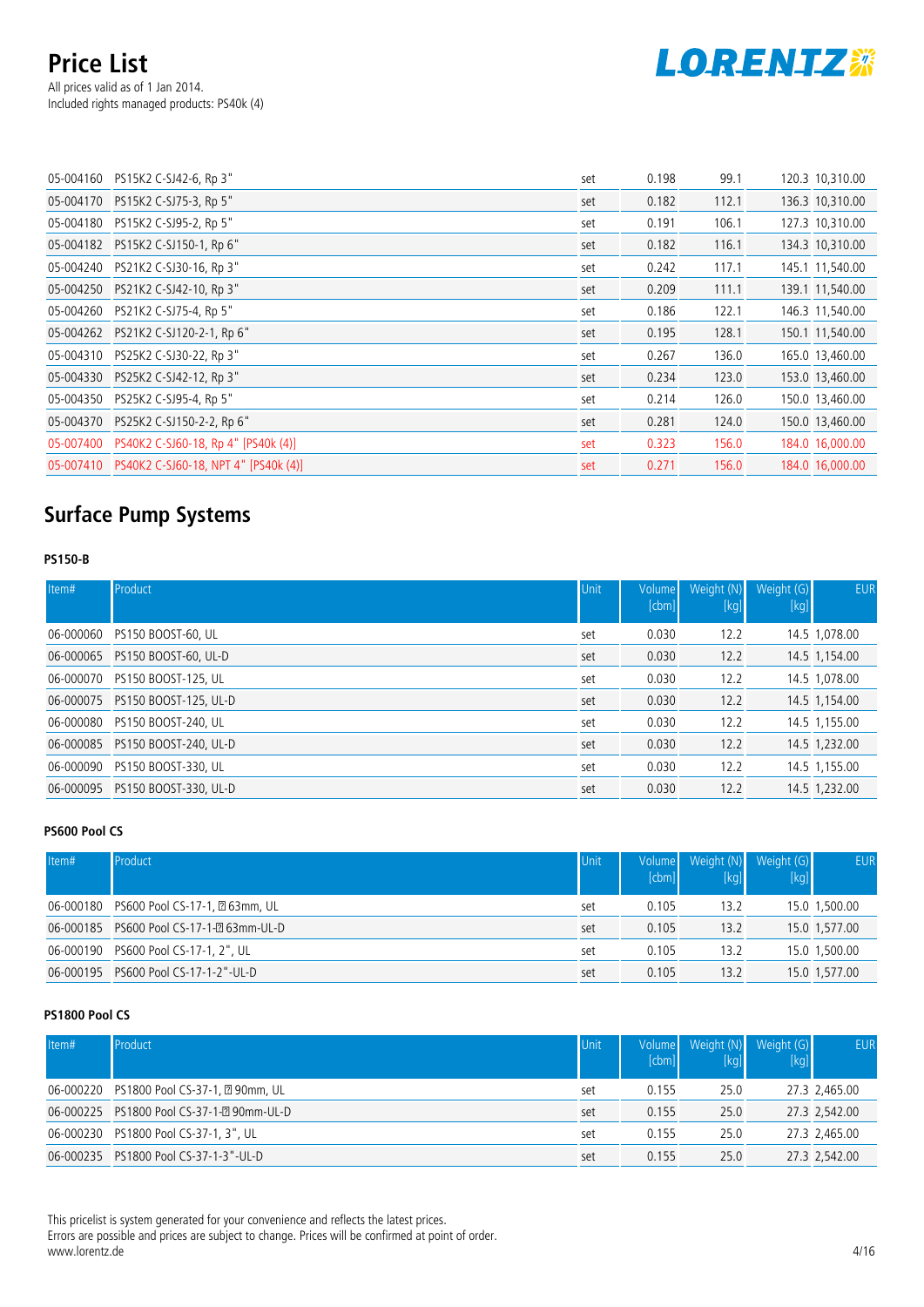# Price List

All prices valid as of 1 Jan 2014.
Included rights managed products: PS40k (4)

| | | | | | | |
|---|---|---|---|---|---|---|
| 05-004160 | PS15K2 C-SJ42-6, Rp 3" | set | 0.198 | 99.1 | 120.3 | 10,310.00 |
| 05-004170 | PS15K2 C-SJ75-3, Rp 5" | set | 0.182 | 112.1 | 136.3 | 10,310.00 |
| 05-004180 | PS15K2 C-SJ95-2, Rp 5" | set | 0.191 | 106.1 | 127.3 | 10,310.00 |
| 05-004182 | PS15K2 C-SJ150-1, Rp 6" | set | 0.182 | 116.1 | 134.3 | 10,310.00 |
| 05-004240 | PS21K2 C-SJ30-16, Rp 3" | set | 0.242 | 117.1 | 145.1 | 11,540.00 |
| 05-004250 | PS21K2 C-SJ42-10, Rp 3" | set | 0.209 | 111.1 | 139.1 | 11,540.00 |
| 05-004260 | PS21K2 C-SJ75-4, Rp 5" | set | 0.186 | 122.1 | 146.3 | 11,540.00 |
| 05-004262 | PS21K2 C-SJ120-2-1, Rp 6" | set | 0.195 | 128.1 | 150.1 | 11,540.00 |
| 05-004310 | PS25K2 C-SJ30-22, Rp 3" | set | 0.267 | 136.0 | 165.0 | 13,460.00 |
| 05-004330 | PS25K2 C-SJ42-12, Rp 3" | set | 0.234 | 123.0 | 153.0 | 13,460.00 |
| 05-004350 | PS25K2 C-SJ95-4, Rp 5" | set | 0.214 | 126.0 | 150.0 | 13,460.00 |
| 05-004370 | PS25K2 C-SJ150-2-2, Rp 6" | set | 0.281 | 124.0 | 150.0 | 13,460.00 |
| 05-007400 | PS40K2 C-SJ60-18, Rp 4" [PS40k (4)] | set | 0.323 | 156.0 | 184.0 | 16,000.00 |
| 05-007410 | PS40K2 C-SJ60-18, NPT 4" [PS40k (4)] | set | 0.271 | 156.0 | 184.0 | 16,000.00 |

## Surface Pump Systems

### PS150-B

| Item# | Product | Unit | Volume [cbm] | Weight (N) [kg] | Weight (G) [kg] | EUR |
|---|---|---|---|---|---|---|
| 06-000060 | PS150 BOOST-60, UL | set | 0.030 | 12.2 | 14.5 | 1,078.00 |
| 06-000065 | PS150 BOOST-60, UL-D | set | 0.030 | 12.2 | 14.5 | 1,154.00 |
| 06-000070 | PS150 BOOST-125, UL | set | 0.030 | 12.2 | 14.5 | 1,078.00 |
| 06-000075 | PS150 BOOST-125, UL-D | set | 0.030 | 12.2 | 14.5 | 1,154.00 |
| 06-000080 | PS150 BOOST-240, UL | set | 0.030 | 12.2 | 14.5 | 1,155.00 |
| 06-000085 | PS150 BOOST-240, UL-D | set | 0.030 | 12.2 | 14.5 | 1,232.00 |
| 06-000090 | PS150 BOOST-330, UL | set | 0.030 | 12.2 | 14.5 | 1,155.00 |
| 06-000095 | PS150 BOOST-330, UL-D | set | 0.030 | 12.2 | 14.5 | 1,232.00 |

### PS600 Pool CS

| Item# | Product | Unit | Volume [cbm] | Weight (N) [kg] | Weight (G) [kg] | EUR |
|---|---|---|---|---|---|---|
| 06-000180 | PS600 Pool CS-17-1, ⌀63mm, UL | set | 0.105 | 13.2 | 15.0 | 1,500.00 |
| 06-000185 | PS600 Pool CS-17-1-⌀63mm-UL-D | set | 0.105 | 13.2 | 15.0 | 1,577.00 |
| 06-000190 | PS600 Pool CS-17-1, 2", UL | set | 0.105 | 13.2 | 15.0 | 1,500.00 |
| 06-000195 | PS600 Pool CS-17-1-2"-UL-D | set | 0.105 | 13.2 | 15.0 | 1,577.00 |

### PS1800 Pool CS

| Item# | Product | Unit | Volume [cbm] | Weight (N) [kg] | Weight (G) [kg] | EUR |
|---|---|---|---|---|---|---|
| 06-000220 | PS1800 Pool CS-37-1, ⌀90mm, UL | set | 0.155 | 25.0 | 27.3 | 2,465.00 |
| 06-000225 | PS1800 Pool CS-37-1-⌀90mm-UL-D | set | 0.155 | 25.0 | 27.3 | 2,542.00 |
| 06-000230 | PS1800 Pool CS-37-1, 3", UL | set | 0.155 | 25.0 | 27.3 | 2,465.00 |
| 06-000235 | PS1800 Pool CS-37-1-3"-UL-D | set | 0.155 | 25.0 | 27.3 | 2,542.00 |

This pricelist is system generated for your convenience and reflects the latest prices.
Errors are possible and prices are subject to change. Prices will be confirmed at point of order.
www.lorentz.de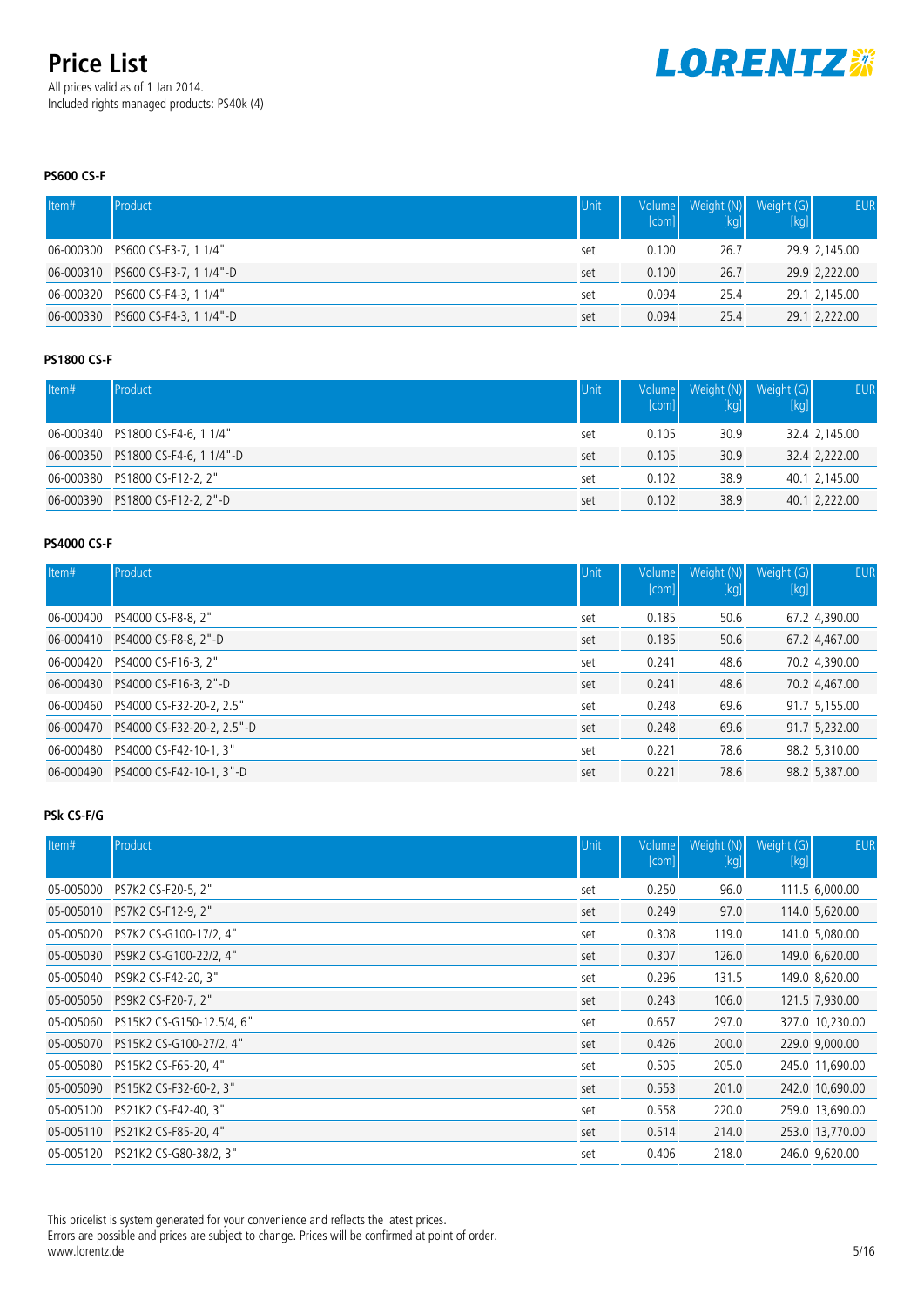# Price List

All prices valid as of 1 Jan 2014.
Included rights managed products: PS40k (4)

### PS600 CS-F

| Item# | Product | Unit | Volume [cbm] | Weight (N) [kg] | Weight (G) [kg] | EUR |
|---|---|---|---|---|---|---|
| 06-000300 | PS600 CS-F3-7, 1 1/4" | set | 0.100 | 26.7 | 29.9 | 2,145.00 |
| 06-000310 | PS600 CS-F3-7, 1 1/4"-D | set | 0.100 | 26.7 | 29.9 | 2,222.00 |
| 06-000320 | PS600 CS-F4-3, 1 1/4" | set | 0.094 | 25.4 | 29.1 | 2,145.00 |
| 06-000330 | PS600 CS-F4-3, 1 1/4"-D | set | 0.094 | 25.4 | 29.1 | 2,222.00 |

### PS1800 CS-F

| Item# | Product | Unit | Volume [cbm] | Weight (N) [kg] | Weight (G) [kg] | EUR |
|---|---|---|---|---|---|---|
| 06-000340 | PS1800 CS-F4-6, 1 1/4" | set | 0.105 | 30.9 | 32.4 | 2,145.00 |
| 06-000350 | PS1800 CS-F4-6, 1 1/4"-D | set | 0.105 | 30.9 | 32.4 | 2,222.00 |
| 06-000380 | PS1800 CS-F12-2, 2" | set | 0.102 | 38.9 | 40.1 | 2,145.00 |
| 06-000390 | PS1800 CS-F12-2, 2"-D | set | 0.102 | 38.9 | 40.1 | 2,222.00 |

### PS4000 CS-F

| Item# | Product | Unit | Volume [cbm] | Weight (N) [kg] | Weight (G) [kg] | EUR |
|---|---|---|---|---|---|---|
| 06-000400 | PS4000 CS-F8-8, 2" | set | 0.185 | 50.6 | 67.2 | 4,390.00 |
| 06-000410 | PS4000 CS-F8-8, 2"-D | set | 0.185 | 50.6 | 67.2 | 4,467.00 |
| 06-000420 | PS4000 CS-F16-3, 2" | set | 0.241 | 48.6 | 70.2 | 4,390.00 |
| 06-000430 | PS4000 CS-F16-3, 2"-D | set | 0.241 | 48.6 | 70.2 | 4,467.00 |
| 06-000460 | PS4000 CS-F32-20-2, 2.5" | set | 0.248 | 69.6 | 91.7 | 5,155.00 |
| 06-000470 | PS4000 CS-F32-20-2, 2.5"-D | set | 0.248 | 69.6 | 91.7 | 5,232.00 |
| 06-000480 | PS4000 CS-F42-10-1, 3" | set | 0.221 | 78.6 | 98.2 | 5,310.00 |
| 06-000490 | PS4000 CS-F42-10-1, 3"-D | set | 0.221 | 78.6 | 98.2 | 5,387.00 |

### PSk CS-F/G

| Item# | Product | Unit | Volume [cbm] | Weight (N) [kg] | Weight (G) [kg] | EUR |
|---|---|---|---|---|---|---|
| 05-005000 | PS7K2 CS-F20-5, 2" | set | 0.250 | 96.0 | 111.5 | 6,000.00 |
| 05-005010 | PS7K2 CS-F12-9, 2" | set | 0.249 | 97.0 | 114.0 | 5,620.00 |
| 05-005020 | PS7K2 CS-G100-17/2, 4" | set | 0.308 | 119.0 | 141.0 | 5,080.00 |
| 05-005030 | PS9K2 CS-G100-22/2, 4" | set | 0.307 | 126.0 | 149.0 | 6,620.00 |
| 05-005040 | PS9K2 CS-F42-20, 3" | set | 0.296 | 131.5 | 149.0 | 8,620.00 |
| 05-005050 | PS9K2 CS-F20-7, 2" | set | 0.243 | 106.0 | 121.5 | 7,930.00 |
| 05-005060 | PS15K2 CS-G150-12.5/4, 6" | set | 0.657 | 297.0 | 327.0 | 10,230.00 |
| 05-005070 | PS15K2 CS-G100-27/2, 4" | set | 0.426 | 200.0 | 229.0 | 9,000.00 |
| 05-005080 | PS15K2 CS-F65-20, 4" | set | 0.505 | 205.0 | 245.0 | 11,690.00 |
| 05-005090 | PS15K2 CS-F32-60-2, 3" | set | 0.553 | 201.0 | 242.0 | 10,690.00 |
| 05-005100 | PS21K2 CS-F42-40, 3" | set | 0.558 | 220.0 | 259.0 | 13,690.00 |
| 05-005110 | PS21K2 CS-F85-20, 4" | set | 0.514 | 214.0 | 253.0 | 13,770.00 |
| 05-005120 | PS21K2 CS-G80-38/2, 3" | set | 0.406 | 218.0 | 246.0 | 9,620.00 |

This pricelist is system generated for your convenience and reflects the latest prices.
Errors are possible and prices are subject to change. Prices will be confirmed at point of order.
www.lorentz.de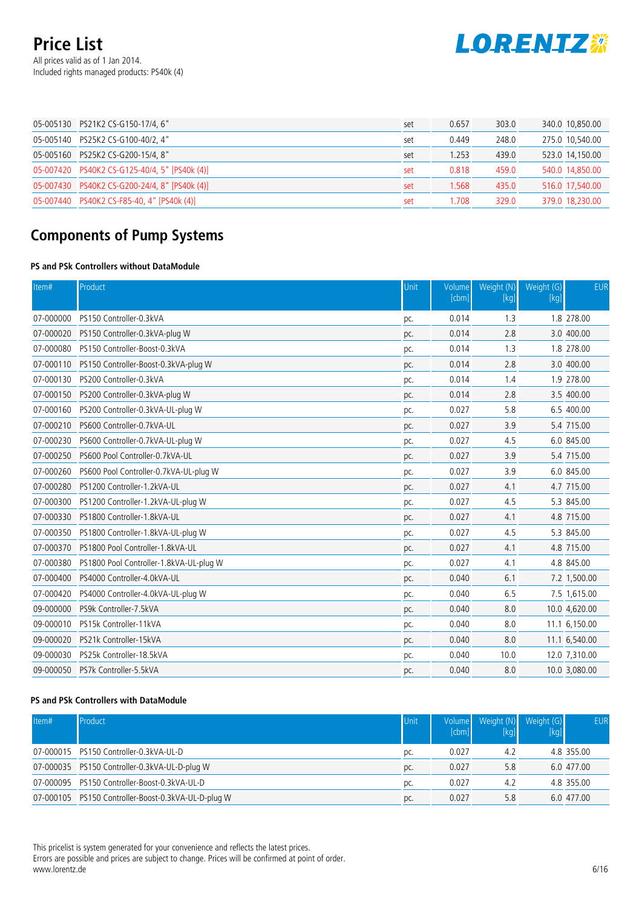# Price List

All prices valid as of 1 Jan 2014.
Included rights managed products: PS40k (4)

| | | | | | | |
|---|---|---|---|---|---|---|
| 05-005130 | PS21K2 CS-G150-17/4, 6" | set | 0.657 | 303.0 | 340.0 | 10,850.00 |
| 05-005140 | PS25K2 CS-G100-40/2, 4" | set | 0.449 | 248.0 | 275.0 | 10,540.00 |
| 05-005160 | PS25K2 CS-G200-15/4, 8" | set | 1.253 | 439.0 | 523.0 | 14,150.00 |
| 05-007420 | PS40K2 CS-G125-40/4, 5" [PS40k (4)] | set | 0.818 | 459.0 | 540.0 | 14,850.00 |
| 05-007430 | PS40K2 CS-G200-24/4, 8" [PS40k (4)] | set | 1.568 | 435.0 | 516.0 | 17,540.00 |
| 05-007440 | PS40K2 CS-F85-40, 4" [PS40k (4)] | set | 1.708 | 329.0 | 379.0 | 18,230.00 |

## Components of Pump Systems

### PS and PSk Controllers without DataModule

| Item# | Product | Unit | Volume [cbm] | Weight (N) [kg] | Weight (G) [kg] | EUR |
|---|---|---|---|---|---|---|
| 07-000000 | PS150 Controller-0.3kVA | pc. | 0.014 | 1.3 | 1.8 | 278.00 |
| 07-000020 | PS150 Controller-0.3kVA-plug W | pc. | 0.014 | 2.8 | 3.0 | 400.00 |
| 07-000080 | PS150 Controller-Boost-0.3kVA | pc. | 0.014 | 1.3 | 1.8 | 278.00 |
| 07-000110 | PS150 Controller-Boost-0.3kVA-plug W | pc. | 0.014 | 2.8 | 3.0 | 400.00 |
| 07-000130 | PS200 Controller-0.3kVA | pc. | 0.014 | 1.4 | 1.9 | 278.00 |
| 07-000150 | PS200 Controller-0.3kVA-plug W | pc. | 0.014 | 2.8 | 3.5 | 400.00 |
| 07-000160 | PS200 Controller-0.3kVA-UL-plug W | pc. | 0.027 | 5.8 | 6.5 | 400.00 |
| 07-000210 | PS600 Controller-0.7kVA-UL | pc. | 0.027 | 3.9 | 5.4 | 715.00 |
| 07-000230 | PS600 Controller-0.7kVA-UL-plug W | pc. | 0.027 | 4.5 | 6.0 | 845.00 |
| 07-000250 | PS600 Pool Controller-0.7kVA-UL | pc. | 0.027 | 3.9 | 5.4 | 715.00 |
| 07-000260 | PS600 Pool Controller-0.7kVA-UL-plug W | pc. | 0.027 | 3.9 | 6.0 | 845.00 |
| 07-000280 | PS1200 Controller-1.2kVA-UL | pc. | 0.027 | 4.1 | 4.7 | 715.00 |
| 07-000300 | PS1200 Controller-1.2kVA-UL-plug W | pc. | 0.027 | 4.5 | 5.3 | 845.00 |
| 07-000330 | PS1800 Controller-1.8kVA-UL | pc. | 0.027 | 4.1 | 4.8 | 715.00 |
| 07-000350 | PS1800 Controller-1.8kVA-UL-plug W | pc. | 0.027 | 4.5 | 5.3 | 845.00 |
| 07-000370 | PS1800 Pool Controller-1.8kVA-UL | pc. | 0.027 | 4.1 | 4.8 | 715.00 |
| 07-000380 | PS1800 Pool Controller-1.8kVA-UL-plug W | pc. | 0.027 | 4.1 | 4.8 | 845.00 |
| 07-000400 | PS4000 Controller-4.0kVA-UL | pc. | 0.040 | 6.1 | 7.2 | 1,500.00 |
| 07-000420 | PS4000 Controller-4.0kVA-UL-plug W | pc. | 0.040 | 6.5 | 7.5 | 1,615.00 |
| 09-000000 | PS9k Controller-7.5kVA | pc. | 0.040 | 8.0 | 10.0 | 4,620.00 |
| 09-000010 | PS15k Controller-11kVA | pc. | 0.040 | 8.0 | 11.1 | 6,150.00 |
| 09-000020 | PS21k Controller-15kVA | pc. | 0.040 | 8.0 | 11.1 | 6,540.00 |
| 09-000030 | PS25k Controller-18.5kVA | pc. | 0.040 | 10.0 | 12.0 | 7,310.00 |
| 09-000050 | PS7k Controller-5.5kVA | pc. | 0.040 | 8.0 | 10.0 | 3,080.00 |

### PS and PSk Controllers with DataModule

| Item# | Product | Unit | Volume [cbm] | Weight (N) [kg] | Weight (G) [kg] | EUR |
|---|---|---|---|---|---|---|
| 07-000015 | PS150 Controller-0.3kVA-UL-D | pc. | 0.027 | 4.2 | 4.8 | 355.00 |
| 07-000035 | PS150 Controller-0.3kVA-UL-D-plug W | pc. | 0.027 | 5.8 | 6.0 | 477.00 |
| 07-000095 | PS150 Controller-Boost-0.3kVA-UL-D | pc. | 0.027 | 4.2 | 4.8 | 355.00 |
| 07-000105 | PS150 Controller-Boost-0.3kVA-UL-D-plug W | pc. | 0.027 | 5.8 | 6.0 | 477.00 |

This pricelist is system generated for your convenience and reflects the latest prices.
Errors are possible and prices are subject to change. Prices will be confirmed at point of order.
www.lorentz.de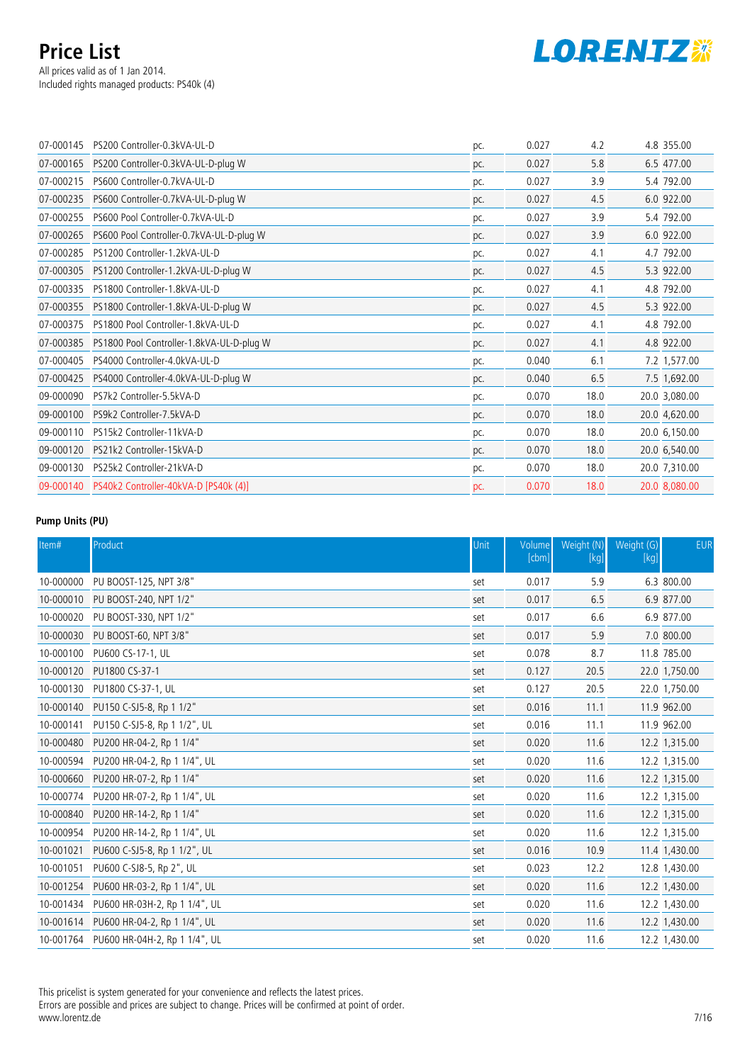# Price List

All prices valid as of 1 Jan 2014.
Included rights managed products: PS40k (4)

| | | | | | | |
|---|---|---|---|---|---|---|
| 07-000145 | PS200 Controller-0.3kVA-UL-D | pc. | 0.027 | 4.2 | 4.8 | 355.00 |
| 07-000165 | PS200 Controller-0.3kVA-UL-D-plug W | pc. | 0.027 | 5.8 | 6.5 | 477.00 |
| 07-000215 | PS600 Controller-0.7kVA-UL-D | pc. | 0.027 | 3.9 | 5.4 | 792.00 |
| 07-000235 | PS600 Controller-0.7kVA-UL-D-plug W | pc. | 0.027 | 4.5 | 6.0 | 922.00 |
| 07-000255 | PS600 Pool Controller-0.7kVA-UL-D | pc. | 0.027 | 3.9 | 5.4 | 792.00 |
| 07-000265 | PS600 Pool Controller-0.7kVA-UL-D-plug W | pc. | 0.027 | 3.9 | 6.0 | 922.00 |
| 07-000285 | PS1200 Controller-1.2kVA-UL-D | pc. | 0.027 | 4.1 | 4.7 | 792.00 |
| 07-000305 | PS1200 Controller-1.2kVA-UL-D-plug W | pc. | 0.027 | 4.5 | 5.3 | 922.00 |
| 07-000335 | PS1800 Controller-1.8kVA-UL-D | pc. | 0.027 | 4.1 | 4.8 | 792.00 |
| 07-000355 | PS1800 Controller-1.8kVA-UL-D-plug W | pc. | 0.027 | 4.5 | 5.3 | 922.00 |
| 07-000375 | PS1800 Pool Controller-1.8kVA-UL-D | pc. | 0.027 | 4.1 | 4.8 | 792.00 |
| 07-000385 | PS1800 Pool Controller-1.8kVA-UL-D-plug W | pc. | 0.027 | 4.1 | 4.8 | 922.00 |
| 07-000405 | PS4000 Controller-4.0kVA-UL-D | pc. | 0.040 | 6.1 | 7.2 | 1,577.00 |
| 07-000425 | PS4000 Controller-4.0kVA-UL-D-plug W | pc. | 0.040 | 6.5 | 7.5 | 1,692.00 |
| 09-000090 | PS7k2 Controller-5.5kVA-D | pc. | 0.070 | 18.0 | 20.0 | 3,080.00 |
| 09-000100 | PS9k2 Controller-7.5kVA-D | pc. | 0.070 | 18.0 | 20.0 | 4,620.00 |
| 09-000110 | PS15k2 Controller-11kVA-D | pc. | 0.070 | 18.0 | 20.0 | 6,150.00 |
| 09-000120 | PS21k2 Controller-15kVA-D | pc. | 0.070 | 18.0 | 20.0 | 6,540.00 |
| 09-000130 | PS25k2 Controller-21kVA-D | pc. | 0.070 | 18.0 | 20.0 | 7,310.00 |
| 09-000140 | PS40k2 Controller-40kVA-D [PS40k (4)] | pc. | 0.070 | 18.0 | 20.0 | 8,080.00 |

**Pump Units (PU)**

| Item# | Product | Unit | Volume [cbm] | Weight (N) [kg] | Weight (G) [kg] | EUR |
|---|---|---|---|---|---|---|
| 10-000000 | PU BOOST-125, NPT 3/8" | set | 0.017 | 5.9 | 6.3 | 800.00 |
| 10-000010 | PU BOOST-240, NPT 1/2" | set | 0.017 | 6.5 | 6.9 | 877.00 |
| 10-000020 | PU BOOST-330, NPT 1/2" | set | 0.017 | 6.6 | 6.9 | 877.00 |
| 10-000030 | PU BOOST-60, NPT 3/8" | set | 0.017 | 5.9 | 7.0 | 800.00 |
| 10-000100 | PU600 CS-17-1, UL | set | 0.078 | 8.7 | 11.8 | 785.00 |
| 10-000120 | PU1800 CS-37-1 | set | 0.127 | 20.5 | 22.0 | 1,750.00 |
| 10-000130 | PU1800 CS-37-1, UL | set | 0.127 | 20.5 | 22.0 | 1,750.00 |
| 10-000140 | PU150 C-SJ5-8, Rp 1 1/2" | set | 0.016 | 11.1 | 11.9 | 962.00 |
| 10-000141 | PU150 C-SJ5-8, Rp 1 1/2", UL | set | 0.016 | 11.1 | 11.9 | 962.00 |
| 10-000480 | PU200 HR-04-2, Rp 1 1/4" | set | 0.020 | 11.6 | 12.2 | 1,315.00 |
| 10-000594 | PU200 HR-04-2, Rp 1 1/4", UL | set | 0.020 | 11.6 | 12.2 | 1,315.00 |
| 10-000660 | PU200 HR-07-2, Rp 1 1/4" | set | 0.020 | 11.6 | 12.2 | 1,315.00 |
| 10-000774 | PU200 HR-07-2, Rp 1 1/4", UL | set | 0.020 | 11.6 | 12.2 | 1,315.00 |
| 10-000840 | PU200 HR-14-2, Rp 1 1/4" | set | 0.020 | 11.6 | 12.2 | 1,315.00 |
| 10-000954 | PU200 HR-14-2, Rp 1 1/4", UL | set | 0.020 | 11.6 | 12.2 | 1,315.00 |
| 10-001021 | PU600 C-SJ5-8, Rp 1 1/2", UL | set | 0.016 | 10.9 | 11.4 | 1,430.00 |
| 10-001051 | PU600 C-SJ8-5, Rp 2", UL | set | 0.023 | 12.2 | 12.8 | 1,430.00 |
| 10-001254 | PU600 HR-03-2, Rp 1 1/4", UL | set | 0.020 | 11.6 | 12.2 | 1,430.00 |
| 10-001434 | PU600 HR-03H-2, Rp 1 1/4", UL | set | 0.020 | 11.6 | 12.2 | 1,430.00 |
| 10-001614 | PU600 HR-04-2, Rp 1 1/4", UL | set | 0.020 | 11.6 | 12.2 | 1,430.00 |
| 10-001764 | PU600 HR-04H-2, Rp 1 1/4", UL | set | 0.020 | 11.6 | 12.2 | 1,430.00 |

This pricelist is system generated for your convenience and reflects the latest prices.
Errors are possible and prices are subject to change. Prices will be confirmed at point of order.
www.lorentz.de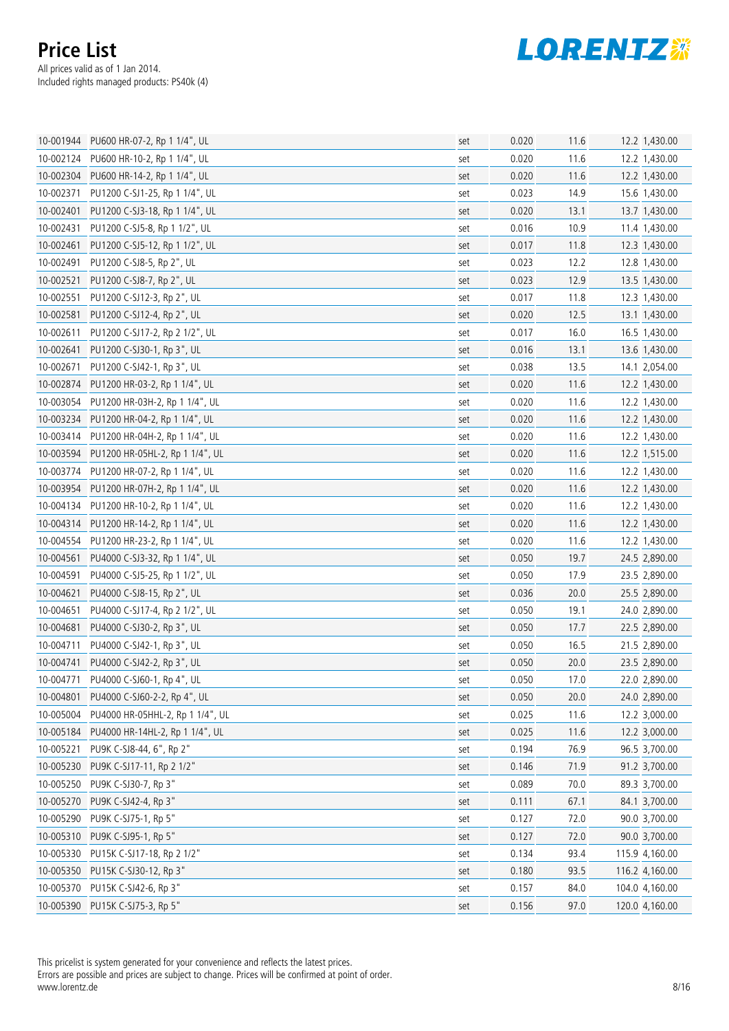# Price List

All prices valid as of 1 Jan 2014.
Included rights managed products: PS40k (4)

| | | | | | | |
|---|---|---|---|---|---|---|
| 10-001944 | PU600 HR-07-2, Rp 1 1/4", UL | set | 0.020 | 11.6 | 12.2 | 1,430.00 |
| 10-002124 | PU600 HR-10-2, Rp 1 1/4", UL | set | 0.020 | 11.6 | 12.2 | 1,430.00 |
| 10-002304 | PU600 HR-14-2, Rp 1 1/4", UL | set | 0.020 | 11.6 | 12.2 | 1,430.00 |
| 10-002371 | PU1200 C-SJ1-25, Rp 1 1/4", UL | set | 0.023 | 14.9 | 15.6 | 1,430.00 |
| 10-002401 | PU1200 C-SJ3-18, Rp 1 1/4", UL | set | 0.020 | 13.1 | 13.7 | 1,430.00 |
| 10-002431 | PU1200 C-SJ5-8, Rp 1 1/2", UL | set | 0.016 | 10.9 | 11.4 | 1,430.00 |
| 10-002461 | PU1200 C-SJ5-12, Rp 1 1/2", UL | set | 0.017 | 11.8 | 12.3 | 1,430.00 |
| 10-002491 | PU1200 C-SJ8-5, Rp 2", UL | set | 0.023 | 12.2 | 12.8 | 1,430.00 |
| 10-002521 | PU1200 C-SJ8-7, Rp 2", UL | set | 0.023 | 12.9 | 13.5 | 1,430.00 |
| 10-002551 | PU1200 C-SJ12-3, Rp 2", UL | set | 0.017 | 11.8 | 12.3 | 1,430.00 |
| 10-002581 | PU1200 C-SJ12-4, Rp 2", UL | set | 0.020 | 12.5 | 13.1 | 1,430.00 |
| 10-002611 | PU1200 C-SJ17-2, Rp 2 1/2", UL | set | 0.017 | 16.0 | 16.5 | 1,430.00 |
| 10-002641 | PU1200 C-SJ30-1, Rp 3", UL | set | 0.016 | 13.1 | 13.6 | 1,430.00 |
| 10-002671 | PU1200 C-SJ42-1, Rp 3", UL | set | 0.038 | 13.5 | 14.1 | 2,054.00 |
| 10-002874 | PU1200 HR-03-2, Rp 1 1/4", UL | set | 0.020 | 11.6 | 12.2 | 1,430.00 |
| 10-003054 | PU1200 HR-03H-2, Rp 1 1/4", UL | set | 0.020 | 11.6 | 12.2 | 1,430.00 |
| 10-003234 | PU1200 HR-04-2, Rp 1 1/4", UL | set | 0.020 | 11.6 | 12.2 | 1,430.00 |
| 10-003414 | PU1200 HR-04H-2, Rp 1 1/4", UL | set | 0.020 | 11.6 | 12.2 | 1,430.00 |
| 10-003594 | PU1200 HR-05HL-2, Rp 1 1/4", UL | set | 0.020 | 11.6 | 12.2 | 1,515.00 |
| 10-003774 | PU1200 HR-07-2, Rp 1 1/4", UL | set | 0.020 | 11.6 | 12.2 | 1,430.00 |
| 10-003954 | PU1200 HR-07H-2, Rp 1 1/4", UL | set | 0.020 | 11.6 | 12.2 | 1,430.00 |
| 10-004134 | PU1200 HR-10-2, Rp 1 1/4", UL | set | 0.020 | 11.6 | 12.2 | 1,430.00 |
| 10-004314 | PU1200 HR-14-2, Rp 1 1/4", UL | set | 0.020 | 11.6 | 12.2 | 1,430.00 |
| 10-004554 | PU1200 HR-23-2, Rp 1 1/4", UL | set | 0.020 | 11.6 | 12.2 | 1,430.00 |
| 10-004561 | PU4000 C-SJ3-32, Rp 1 1/4", UL | set | 0.050 | 19.7 | 24.5 | 2,890.00 |
| 10-004591 | PU4000 C-SJ5-25, Rp 1 1/2", UL | set | 0.050 | 17.9 | 23.5 | 2,890.00 |
| 10-004621 | PU4000 C-SJ8-15, Rp 2", UL | set | 0.036 | 20.0 | 25.5 | 2,890.00 |
| 10-004651 | PU4000 C-SJ17-4, Rp 2 1/2", UL | set | 0.050 | 19.1 | 24.0 | 2,890.00 |
| 10-004681 | PU4000 C-SJ30-2, Rp 3", UL | set | 0.050 | 17.7 | 22.5 | 2,890.00 |
| 10-004711 | PU4000 C-SJ42-1, Rp 3", UL | set | 0.050 | 16.5 | 21.5 | 2,890.00 |
| 10-004741 | PU4000 C-SJ42-2, Rp 3", UL | set | 0.050 | 20.0 | 23.5 | 2,890.00 |
| 10-004771 | PU4000 C-SJ60-1, Rp 4", UL | set | 0.050 | 17.0 | 22.0 | 2,890.00 |
| 10-004801 | PU4000 C-SJ60-2-2, Rp 4", UL | set | 0.050 | 20.0 | 24.0 | 2,890.00 |
| 10-005004 | PU4000 HR-05HHL-2, Rp 1 1/4", UL | set | 0.025 | 11.6 | 12.2 | 3,000.00 |
| 10-005184 | PU4000 HR-14HL-2, Rp 1 1/4", UL | set | 0.025 | 11.6 | 12.2 | 3,000.00 |
| 10-005221 | PU9K C-SJ8-44, 6", Rp 2" | set | 0.194 | 76.9 | 96.5 | 3,700.00 |
| 10-005230 | PU9K C-SJ17-11, Rp 2 1/2" | set | 0.146 | 71.9 | 91.2 | 3,700.00 |
| 10-005250 | PU9K C-SJ30-7, Rp 3" | set | 0.089 | 70.0 | 89.3 | 3,700.00 |
| 10-005270 | PU9K C-SJ42-4, Rp 3" | set | 0.111 | 67.1 | 84.1 | 3,700.00 |
| 10-005290 | PU9K C-SJ75-1, Rp 5" | set | 0.127 | 72.0 | 90.0 | 3,700.00 |
| 10-005310 | PU9K C-SJ95-1, Rp 5" | set | 0.127 | 72.0 | 90.0 | 3,700.00 |
| 10-005330 | PU15K C-SJ17-18, Rp 2 1/2" | set | 0.134 | 93.4 | 115.9 | 4,160.00 |
| 10-005350 | PU15K C-SJ30-12, Rp 3" | set | 0.180 | 93.5 | 116.2 | 4,160.00 |
| 10-005370 | PU15K C-SJ42-6, Rp 3" | set | 0.157 | 84.0 | 104.0 | 4,160.00 |
| 10-005390 | PU15K C-SJ75-3, Rp 5" | set | 0.156 | 97.0 | 120.0 | 4,160.00 |

This pricelist is system generated for your convenience and reflects the latest prices.
Errors are possible and prices are subject to change. Prices will be confirmed at point of order.
www.lorentz.de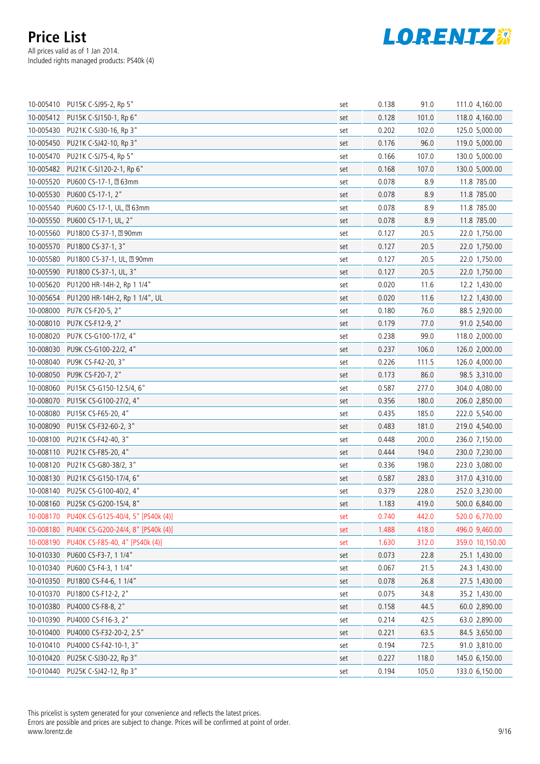# Price List

All prices valid as of 1 Jan 2014.
Included rights managed products: PS40k (4)

| | | | | | | |
|---|---|---|---|---|---|---|
| 10-005410 | PU15K C-SJ95-2, Rp 5" | set | 0.138 | 91.0 | 111.0 | 4,160.00 |
| 10-005412 | PU15K C-SJ150-1, Rp 6" | set | 0.128 | 101.0 | 118.0 | 4,160.00 |
| 10-005430 | PU21K C-SJ30-16, Rp 3" | set | 0.202 | 102.0 | 125.0 | 5,000.00 |
| 10-005450 | PU21K C-SJ42-10, Rp 3" | set | 0.176 | 96.0 | 119.0 | 5,000.00 |
| 10-005470 | PU21K C-SJ75-4, Rp 5" | set | 0.166 | 107.0 | 130.0 | 5,000.00 |
| 10-005482 | PU21K C-SJ120-2-1, Rp 6" | set | 0.168 | 107.0 | 130.0 | 5,000.00 |
| 10-005520 | PU600 CS-17-1, ⌀ 63mm | set | 0.078 | 8.9 | 11.8 | 785.00 |
| 10-005530 | PU600 CS-17-1, 2" | set | 0.078 | 8.9 | 11.8 | 785.00 |
| 10-005540 | PU600 CS-17-1, UL, ⌀ 63mm | set | 0.078 | 8.9 | 11.8 | 785.00 |
| 10-005550 | PU600 CS-17-1, UL, 2" | set | 0.078 | 8.9 | 11.8 | 785.00 |
| 10-005560 | PU1800 CS-37-1, ⌀ 90mm | set | 0.127 | 20.5 | 22.0 | 1,750.00 |
| 10-005570 | PU1800 CS-37-1, 3" | set | 0.127 | 20.5 | 22.0 | 1,750.00 |
| 10-005580 | PU1800 CS-37-1, UL, ⌀ 90mm | set | 0.127 | 20.5 | 22.0 | 1,750.00 |
| 10-005590 | PU1800 CS-37-1, UL, 3" | set | 0.127 | 20.5 | 22.0 | 1,750.00 |
| 10-005620 | PU1200 HR-14H-2, Rp 1 1/4" | set | 0.020 | 11.6 | 12.2 | 1,430.00 |
| 10-005654 | PU1200 HR-14H-2, Rp 1 1/4", UL | set | 0.020 | 11.6 | 12.2 | 1,430.00 |
| 10-008000 | PU7K CS-F20-5, 2" | set | 0.180 | 76.0 | 88.5 | 2,920.00 |
| 10-008010 | PU7K CS-F12-9, 2" | set | 0.179 | 77.0 | 91.0 | 2,540.00 |
| 10-008020 | PU7K CS-G100-17/2, 4" | set | 0.238 | 99.0 | 118.0 | 2,000.00 |
| 10-008030 | PU9K CS-G100-22/2, 4" | set | 0.237 | 106.0 | 126.0 | 2,000.00 |
| 10-008040 | PU9K CS-F42-20, 3" | set | 0.226 | 111.5 | 126.0 | 4,000.00 |
| 10-008050 | PU9K CS-F20-7, 2" | set | 0.173 | 86.0 | 98.5 | 3,310.00 |
| 10-008060 | PU15K CS-G150-12.5/4, 6" | set | 0.587 | 277.0 | 304.0 | 4,080.00 |
| 10-008070 | PU15K CS-G100-27/2, 4" | set | 0.356 | 180.0 | 206.0 | 2,850.00 |
| 10-008080 | PU15K CS-F65-20, 4" | set | 0.435 | 185.0 | 222.0 | 5,540.00 |
| 10-008090 | PU15K CS-F32-60-2, 3" | set | 0.483 | 181.0 | 219.0 | 4,540.00 |
| 10-008100 | PU21K CS-F42-40, 3" | set | 0.448 | 200.0 | 236.0 | 7,150.00 |
| 10-008110 | PU21K CS-F85-20, 4" | set | 0.444 | 194.0 | 230.0 | 7,230.00 |
| 10-008120 | PU21K CS-G80-38/2, 3" | set | 0.336 | 198.0 | 223.0 | 3,080.00 |
| 10-008130 | PU21K CS-G150-17/4, 6" | set | 0.587 | 283.0 | 317.0 | 4,310.00 |
| 10-008140 | PU25K CS-G100-40/2, 4" | set | 0.379 | 228.0 | 252.0 | 3,230.00 |
| 10-008160 | PU25K CS-G200-15/4, 8" | set | 1.183 | 419.0 | 500.0 | 6,840.00 |
| 10-008170 | PU40K CS-G125-40/4, 5" [PS40k (4)] | set | 0.740 | 442.0 | 520.0 | 6,770.00 |
| 10-008180 | PU40K CS-G200-24/4, 8" [PS40k (4)] | set | 1.488 | 418.0 | 496.0 | 9,460.00 |
| 10-008190 | PU40K CS-F85-40, 4" [PS40k (4)] | set | 1.630 | 312.0 | 359.0 | 10,150.00 |
| 10-010330 | PU600 CS-F3-7, 1 1/4" | set | 0.073 | 22.8 | 25.1 | 1,430.00 |
| 10-010340 | PU600 CS-F4-3, 1 1/4" | set | 0.067 | 21.5 | 24.3 | 1,430.00 |
| 10-010350 | PU1800 CS-F4-6, 1 1/4" | set | 0.078 | 26.8 | 27.5 | 1,430.00 |
| 10-010370 | PU1800 CS-F12-2, 2" | set | 0.075 | 34.8 | 35.2 | 1,430.00 |
| 10-010380 | PU4000 CS-F8-8, 2" | set | 0.158 | 44.5 | 60.0 | 2,890.00 |
| 10-010390 | PU4000 CS-F16-3, 2" | set | 0.214 | 42.5 | 63.0 | 2,890.00 |
| 10-010400 | PU4000 CS-F32-20-2, 2.5" | set | 0.221 | 63.5 | 84.5 | 3,650.00 |
| 10-010410 | PU4000 CS-F42-10-1, 3" | set | 0.194 | 72.5 | 91.0 | 3,810.00 |
| 10-010420 | PU25K C-SJ30-22, Rp 3" | set | 0.227 | 118.0 | 145.0 | 6,150.00 |
| 10-010440 | PU25K C-SJ42-12, Rp 3" | set | 0.194 | 105.0 | 133.0 | 6,150.00 |

This pricelist is system generated for your convenience and reflects the latest prices.
Errors are possible and prices are subject to change. Prices will be confirmed at point of order.
www.lorentz.de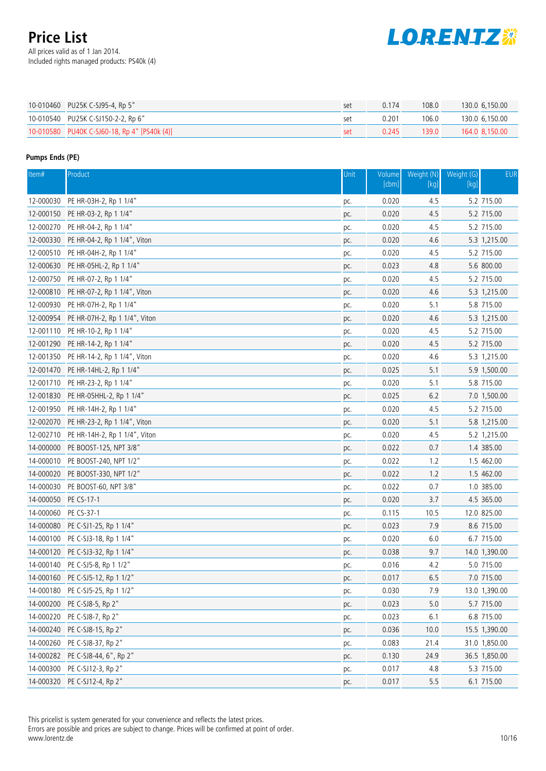# Price List

All prices valid as of 1 Jan 2014.
Included rights managed products: PS40k (4)

| | | | | | | |
|---|---|---|---|---|---|---|
| 10-010460 | PU25K C-SJ95-4, Rp 5" | set | 0.174 | 108.0 | 130.0 | 6,150.00 |
| 10-010540 | PU25K C-SJ150-2-2, Rp 6" | set | 0.201 | 106.0 | 130.0 | 6,150.00 |
| 10-010580 | PU40K C-SJ60-18, Rp 4" [PS40k (4)] | set | 0.245 | 139.0 | 164.0 | 8,150.00 |

**Pumps Ends (PE)**

| Item# | Product | Unit | Volume [cbm] | Weight (N) [kg] | Weight (G) [kg] | EUR |
|---|---|---|---|---|---|---|
| 12-000030 | PE HR-03H-2, Rp 1 1/4" | pc. | 0.020 | 4.5 | 5.2 | 715.00 |
| 12-000150 | PE HR-03-2, Rp 1 1/4" | pc. | 0.020 | 4.5 | 5.2 | 715.00 |
| 12-000270 | PE HR-04-2, Rp 1 1/4" | pc. | 0.020 | 4.5 | 5.2 | 715.00 |
| 12-000330 | PE HR-04-2, Rp 1 1/4", Viton | pc. | 0.020 | 4.6 | 5.3 | 1,215.00 |
| 12-000510 | PE HR-04H-2, Rp 1 1/4" | pc. | 0.020 | 4.5 | 5.2 | 715.00 |
| 12-000630 | PE HR-05HL-2, Rp 1 1/4" | pc. | 0.023 | 4.8 | 5.6 | 800.00 |
| 12-000750 | PE HR-07-2, Rp 1 1/4" | pc. | 0.020 | 4.5 | 5.2 | 715.00 |
| 12-000810 | PE HR-07-2, Rp 1 1/4", Viton | pc. | 0.020 | 4.6 | 5.3 | 1,215.00 |
| 12-000930 | PE HR-07H-2, Rp 1 1/4" | pc. | 0.020 | 5.1 | 5.8 | 715.00 |
| 12-000954 | PE HR-07H-2, Rp 1 1/4", Viton | pc. | 0.020 | 4.6 | 5.3 | 1,215.00 |
| 12-001110 | PE HR-10-2, Rp 1 1/4" | pc. | 0.020 | 4.5 | 5.2 | 715.00 |
| 12-001290 | PE HR-14-2, Rp 1 1/4" | pc. | 0.020 | 4.5 | 5.2 | 715.00 |
| 12-001350 | PE HR-14-2, Rp 1 1/4", Viton | pc. | 0.020 | 4.6 | 5.3 | 1,215.00 |
| 12-001470 | PE HR-14HL-2, Rp 1 1/4" | pc. | 0.025 | 5.1 | 5.9 | 1,500.00 |
| 12-001710 | PE HR-23-2, Rp 1 1/4" | pc. | 0.020 | 5.1 | 5.8 | 715.00 |
| 12-001830 | PE HR-05HHL-2, Rp 1 1/4" | pc. | 0.025 | 6.2 | 7.0 | 1,500.00 |
| 12-001950 | PE HR-14H-2, Rp 1 1/4" | pc. | 0.020 | 4.5 | 5.2 | 715.00 |
| 12-002070 | PE HR-23-2, Rp 1 1/4", Viton | pc. | 0.020 | 5.1 | 5.8 | 1,215.00 |
| 12-002710 | PE HR-14H-2, Rp 1 1/4", Viton | pc. | 0.020 | 4.5 | 5.2 | 1,215.00 |
| 14-000000 | PE BOOST-125, NPT 3/8" | pc. | 0.022 | 0.7 | 1.4 | 385.00 |
| 14-000010 | PE BOOST-240, NPT 1/2" | pc. | 0.022 | 1.2 | 1.5 | 462.00 |
| 14-000020 | PE BOOST-330, NPT 1/2" | pc. | 0.022 | 1.2 | 1.5 | 462.00 |
| 14-000030 | PE BOOST-60, NPT 3/8" | pc. | 0.022 | 0.7 | 1.0 | 385.00 |
| 14-000050 | PE CS-17-1 | pc. | 0.020 | 3.7 | 4.5 | 365.00 |
| 14-000060 | PE CS-37-1 | pc. | 0.115 | 10.5 | 12.0 | 825.00 |
| 14-000080 | PE C-SJ1-25, Rp 1 1/4" | pc. | 0.023 | 7.9 | 8.6 | 715.00 |
| 14-000100 | PE C-SJ3-18, Rp 1 1/4" | pc. | 0.020 | 6.0 | 6.7 | 715.00 |
| 14-000120 | PE C-SJ3-32, Rp 1 1/4" | pc. | 0.038 | 9.7 | 14.0 | 1,390.00 |
| 14-000140 | PE C-SJ5-8, Rp 1 1/2" | pc. | 0.016 | 4.2 | 5.0 | 715.00 |
| 14-000160 | PE C-SJ5-12, Rp 1 1/2" | pc. | 0.017 | 6.5 | 7.0 | 715.00 |
| 14-000180 | PE C-SJ5-25, Rp 1 1/2" | pc. | 0.030 | 7.9 | 13.0 | 1,390.00 |
| 14-000200 | PE C-SJ8-5, Rp 2" | pc. | 0.023 | 5.0 | 5.7 | 715.00 |
| 14-000220 | PE C-SJ8-7, Rp 2" | pc. | 0.023 | 6.1 | 6.8 | 715.00 |
| 14-000240 | PE C-SJ8-15, Rp 2" | pc. | 0.036 | 10.0 | 15.5 | 1,390.00 |
| 14-000260 | PE C-SJ8-37, Rp 2" | pc. | 0.083 | 21.4 | 31.0 | 1,850.00 |
| 14-000282 | PE C-SJ8-44, 6", Rp 2" | pc. | 0.130 | 24.9 | 36.5 | 1,850.00 |
| 14-000300 | PE C-SJ12-3, Rp 2" | pc. | 0.017 | 4.8 | 5.3 | 715.00 |
| 14-000320 | PE C-SJ12-4, Rp 2" | pc. | 0.017 | 5.5 | 6.1 | 715.00 |

This pricelist is system generated for your convenience and reflects the latest prices.
Errors are possible and prices are subject to change. Prices will be confirmed at point of order.
www.lorentz.de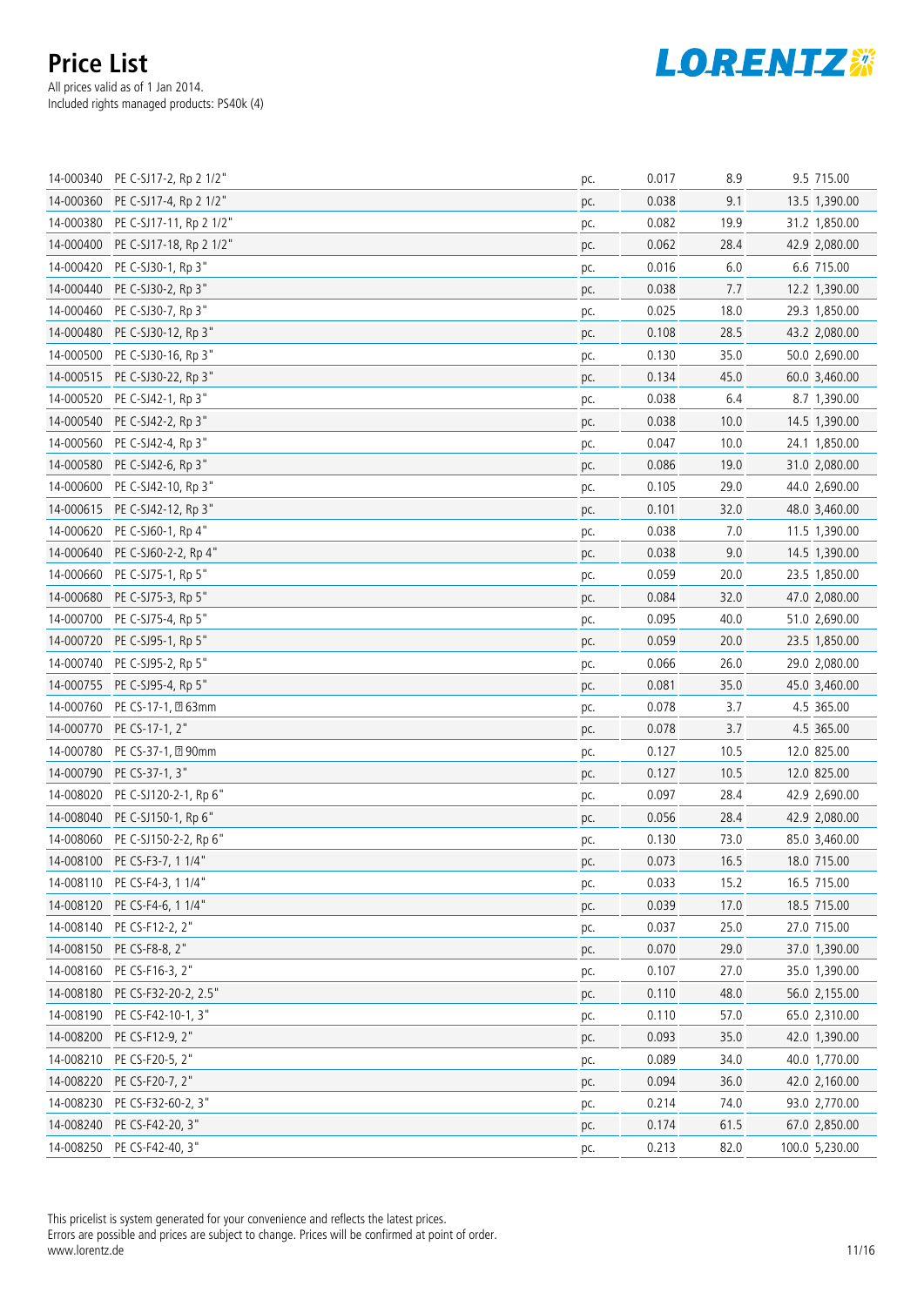# Price List

All prices valid as of 1 Jan 2014.
Included rights managed products: PS40k (4)

LORENTZ

| | | | | | | |
|---|---|---|---|---|---|---|
| 14-000340 | PE C-SJ17-2, Rp 2 1/2" | pc. | 0.017 | 8.9 | 9.5 | 715.00 |
| 14-000360 | PE C-SJ17-4, Rp 2 1/2" | pc. | 0.038 | 9.1 | 13.5 | 1,390.00 |
| 14-000380 | PE C-SJ17-11, Rp 2 1/2" | pc. | 0.082 | 19.9 | 31.2 | 1,850.00 |
| 14-000400 | PE C-SJ17-18, Rp 2 1/2" | pc. | 0.062 | 28.4 | 42.9 | 2,080.00 |
| 14-000420 | PE C-SJ30-1, Rp 3" | pc. | 0.016 | 6.0 | 6.6 | 715.00 |
| 14-000440 | PE C-SJ30-2, Rp 3" | pc. | 0.038 | 7.7 | 12.2 | 1,390.00 |
| 14-000460 | PE C-SJ30-7, Rp 3" | pc. | 0.025 | 18.0 | 29.3 | 1,850.00 |
| 14-000480 | PE C-SJ30-12, Rp 3" | pc. | 0.108 | 28.5 | 43.2 | 2,080.00 |
| 14-000500 | PE C-SJ30-16, Rp 3" | pc. | 0.130 | 35.0 | 50.0 | 2,690.00 |
| 14-000515 | PE C-SJ30-22, Rp 3" | pc. | 0.134 | 45.0 | 60.0 | 3,460.00 |
| 14-000520 | PE C-SJ42-1, Rp 3" | pc. | 0.038 | 6.4 | 8.7 | 1,390.00 |
| 14-000540 | PE C-SJ42-2, Rp 3" | pc. | 0.038 | 10.0 | 14.5 | 1,390.00 |
| 14-000560 | PE C-SJ42-4, Rp 3" | pc. | 0.047 | 10.0 | 24.1 | 1,850.00 |
| 14-000580 | PE C-SJ42-6, Rp 3" | pc. | 0.086 | 19.0 | 31.0 | 2,080.00 |
| 14-000600 | PE C-SJ42-10, Rp 3" | pc. | 0.105 | 29.0 | 44.0 | 2,690.00 |
| 14-000615 | PE C-SJ42-12, Rp 3" | pc. | 0.101 | 32.0 | 48.0 | 3,460.00 |
| 14-000620 | PE C-SJ60-1, Rp 4" | pc. | 0.038 | 7.0 | 11.5 | 1,390.00 |
| 14-000640 | PE C-SJ60-2-2, Rp 4" | pc. | 0.038 | 9.0 | 14.5 | 1,390.00 |
| 14-000660 | PE C-SJ75-1, Rp 5" | pc. | 0.059 | 20.0 | 23.5 | 1,850.00 |
| 14-000680 | PE C-SJ75-3, Rp 5" | pc. | 0.084 | 32.0 | 47.0 | 2,080.00 |
| 14-000700 | PE C-SJ75-4, Rp 5" | pc. | 0.095 | 40.0 | 51.0 | 2,690.00 |
| 14-000720 | PE C-SJ95-1, Rp 5" | pc. | 0.059 | 20.0 | 23.5 | 1,850.00 |
| 14-000740 | PE C-SJ95-2, Rp 5" | pc. | 0.066 | 26.0 | 29.0 | 2,080.00 |
| 14-000755 | PE C-SJ95-4, Rp 5" | pc. | 0.081 | 35.0 | 45.0 | 3,460.00 |
| 14-000760 | PE CS-17-1, ⌀ 63mm | pc. | 0.078 | 3.7 | 4.5 | 365.00 |
| 14-000770 | PE CS-17-1, 2" | pc. | 0.078 | 3.7 | 4.5 | 365.00 |
| 14-000780 | PE CS-37-1, ⌀ 90mm | pc. | 0.127 | 10.5 | 12.0 | 825.00 |
| 14-000790 | PE CS-37-1, 3" | pc. | 0.127 | 10.5 | 12.0 | 825.00 |
| 14-008020 | PE C-SJ120-2-1, Rp 6" | pc. | 0.097 | 28.4 | 42.9 | 2,690.00 |
| 14-008040 | PE C-SJ150-1, Rp 6" | pc. | 0.056 | 28.4 | 42.9 | 2,080.00 |
| 14-008060 | PE C-SJ150-2-2, Rp 6" | pc. | 0.130 | 73.0 | 85.0 | 3,460.00 |
| 14-008100 | PE CS-F3-7, 1 1/4" | pc. | 0.073 | 16.5 | 18.0 | 715.00 |
| 14-008110 | PE CS-F4-3, 1 1/4" | pc. | 0.033 | 15.2 | 16.5 | 715.00 |
| 14-008120 | PE CS-F4-6, 1 1/4" | pc. | 0.039 | 17.0 | 18.5 | 715.00 |
| 14-008140 | PE CS-F12-2, 2" | pc. | 0.037 | 25.0 | 27.0 | 715.00 |
| 14-008150 | PE CS-F8-8, 2" | pc. | 0.070 | 29.0 | 37.0 | 1,390.00 |
| 14-008160 | PE CS-F16-3, 2" | pc. | 0.107 | 27.0 | 35.0 | 1,390.00 |
| 14-008180 | PE CS-F32-20-2, 2.5" | pc. | 0.110 | 48.0 | 56.0 | 2,155.00 |
| 14-008190 | PE CS-F42-10-1, 3" | pc. | 0.110 | 57.0 | 65.0 | 2,310.00 |
| 14-008200 | PE CS-F12-9, 2" | pc. | 0.093 | 35.0 | 42.0 | 1,390.00 |
| 14-008210 | PE CS-F20-5, 2" | pc. | 0.089 | 34.0 | 40.0 | 1,770.00 |
| 14-008220 | PE CS-F20-7, 2" | pc. | 0.094 | 36.0 | 42.0 | 2,160.00 |
| 14-008230 | PE CS-F32-60-2, 3" | pc. | 0.214 | 74.0 | 93.0 | 2,770.00 |
| 14-008240 | PE CS-F42-20, 3" | pc. | 0.174 | 61.5 | 67.0 | 2,850.00 |
| 14-008250 | PE CS-F42-40, 3" | pc. | 0.213 | 82.0 | 100.0 | 5,230.00 |

This pricelist is system generated for your convenience and reflects the latest prices.
Errors are possible and prices are subject to change. Prices will be confirmed at point of order.
www.lorentz.de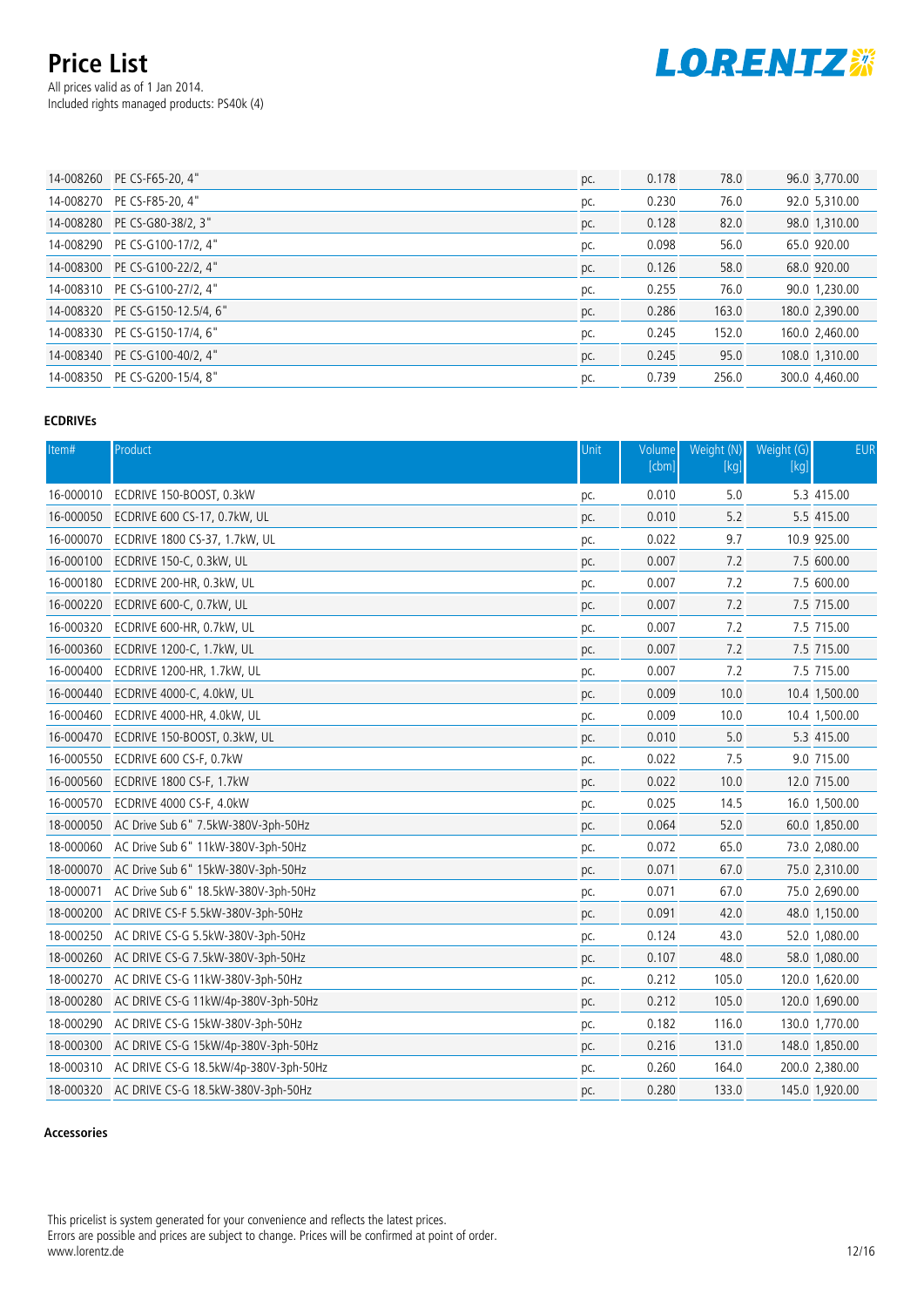| | | | | | | |
|---|---|---|---|---|---|---|
| 14-008260 | PE CS-F65-20, 4" | pc. | 0.178 | 78.0 | 96.0 | 3,770.00 |
| 14-008270 | PE CS-F85-20, 4" | pc. | 0.230 | 76.0 | 92.0 | 5,310.00 |
| 14-008280 | PE CS-G80-38/2, 3" | pc. | 0.128 | 82.0 | 98.0 | 1,310.00 |
| 14-008290 | PE CS-G100-17/2, 4" | pc. | 0.098 | 56.0 | 65.0 | 920.00 |
| 14-008300 | PE CS-G100-22/2, 4" | pc. | 0.126 | 58.0 | 68.0 | 920.00 |
| 14-008310 | PE CS-G100-27/2, 4" | pc. | 0.255 | 76.0 | 90.0 | 1,230.00 |
| 14-008320 | PE CS-G150-12.5/4, 6" | pc. | 0.286 | 163.0 | 180.0 | 2,390.00 |
| 14-008330 | PE CS-G150-17/4, 6" | pc. | 0.245 | 152.0 | 160.0 | 2,460.00 |
| 14-008340 | PE CS-G100-40/2, 4" | pc. | 0.245 | 95.0 | 108.0 | 1,310.00 |
| 14-008350 | PE CS-G200-15/4, 8" | pc. | 0.739 | 256.0 | 300.0 | 4,460.00 |

**ECDRIVEs**

| Item# | Product | Unit | Volume [cbm] | Weight (N) [kg] | Weight (G) [kg] | EUR |
|---|---|---|---|---|---|---|
| 16-000010 | ECDRIVE 150-BOOST, 0.3kW | pc. | 0.010 | 5.0 | 5.3 | 415.00 |
| 16-000050 | ECDRIVE 600 CS-17, 0.7kW, UL | pc. | 0.010 | 5.2 | 5.5 | 415.00 |
| 16-000070 | ECDRIVE 1800 CS-37, 1.7kW, UL | pc. | 0.022 | 9.7 | 10.9 | 925.00 |
| 16-000100 | ECDRIVE 150-C, 0.3kW, UL | pc. | 0.007 | 7.2 | 7.5 | 600.00 |
| 16-000180 | ECDRIVE 200-HR, 0.3kW, UL | pc. | 0.007 | 7.2 | 7.5 | 600.00 |
| 16-000220 | ECDRIVE 600-C, 0.7kW, UL | pc. | 0.007 | 7.2 | 7.5 | 715.00 |
| 16-000320 | ECDRIVE 600-HR, 0.7kW, UL | pc. | 0.007 | 7.2 | 7.5 | 715.00 |
| 16-000360 | ECDRIVE 1200-C, 1.7kW, UL | pc. | 0.007 | 7.2 | 7.5 | 715.00 |
| 16-000400 | ECDRIVE 1200-HR, 1.7kW, UL | pc. | 0.007 | 7.2 | 7.5 | 715.00 |
| 16-000440 | ECDRIVE 4000-C, 4.0kW, UL | pc. | 0.009 | 10.0 | 10.4 | 1,500.00 |
| 16-000460 | ECDRIVE 4000-HR, 4.0kW, UL | pc. | 0.009 | 10.0 | 10.4 | 1,500.00 |
| 16-000470 | ECDRIVE 150-BOOST, 0.3kW, UL | pc. | 0.010 | 5.0 | 5.3 | 415.00 |
| 16-000550 | ECDRIVE 600 CS-F, 0.7kW | pc. | 0.022 | 7.5 | 9.0 | 715.00 |
| 16-000560 | ECDRIVE 1800 CS-F, 1.7kW | pc. | 0.022 | 10.0 | 12.0 | 715.00 |
| 16-000570 | ECDRIVE 4000 CS-F, 4.0kW | pc. | 0.025 | 14.5 | 16.0 | 1,500.00 |
| 18-000050 | AC Drive Sub 6" 7.5kW-380V-3ph-50Hz | pc. | 0.064 | 52.0 | 60.0 | 1,850.00 |
| 18-000060 | AC Drive Sub 6" 11kW-380V-3ph-50Hz | pc. | 0.072 | 65.0 | 73.0 | 2,080.00 |
| 18-000070 | AC Drive Sub 6" 15kW-380V-3ph-50Hz | pc. | 0.071 | 67.0 | 75.0 | 2,310.00 |
| 18-000071 | AC Drive Sub 6" 18.5kW-380V-3ph-50Hz | pc. | 0.071 | 67.0 | 75.0 | 2,690.00 |
| 18-000200 | AC DRIVE CS-F 5.5kW-380V-3ph-50Hz | pc. | 0.091 | 42.0 | 48.0 | 1,150.00 |
| 18-000250 | AC DRIVE CS-G 5.5kW-380V-3ph-50Hz | pc. | 0.124 | 43.0 | 52.0 | 1,080.00 |
| 18-000260 | AC DRIVE CS-G 7.5kW-380V-3ph-50Hz | pc. | 0.107 | 48.0 | 58.0 | 1,080.00 |
| 18-000270 | AC DRIVE CS-G 11kW-380V-3ph-50Hz | pc. | 0.212 | 105.0 | 120.0 | 1,620.00 |
| 18-000280 | AC DRIVE CS-G 11kW/4p-380V-3ph-50Hz | pc. | 0.212 | 105.0 | 120.0 | 1,690.00 |
| 18-000290 | AC DRIVE CS-G 15kW-380V-3ph-50Hz | pc. | 0.182 | 116.0 | 130.0 | 1,770.00 |
| 18-000300 | AC DRIVE CS-G 15kW/4p-380V-3ph-50Hz | pc. | 0.216 | 131.0 | 148.0 | 1,850.00 |
| 18-000310 | AC DRIVE CS-G 18.5kW/4p-380V-3ph-50Hz | pc. | 0.260 | 164.0 | 200.0 | 2,380.00 |
| 18-000320 | AC DRIVE CS-G 18.5kW-380V-3ph-50Hz | pc. | 0.280 | 133.0 | 145.0 | 1,920.00 |

**Accessories**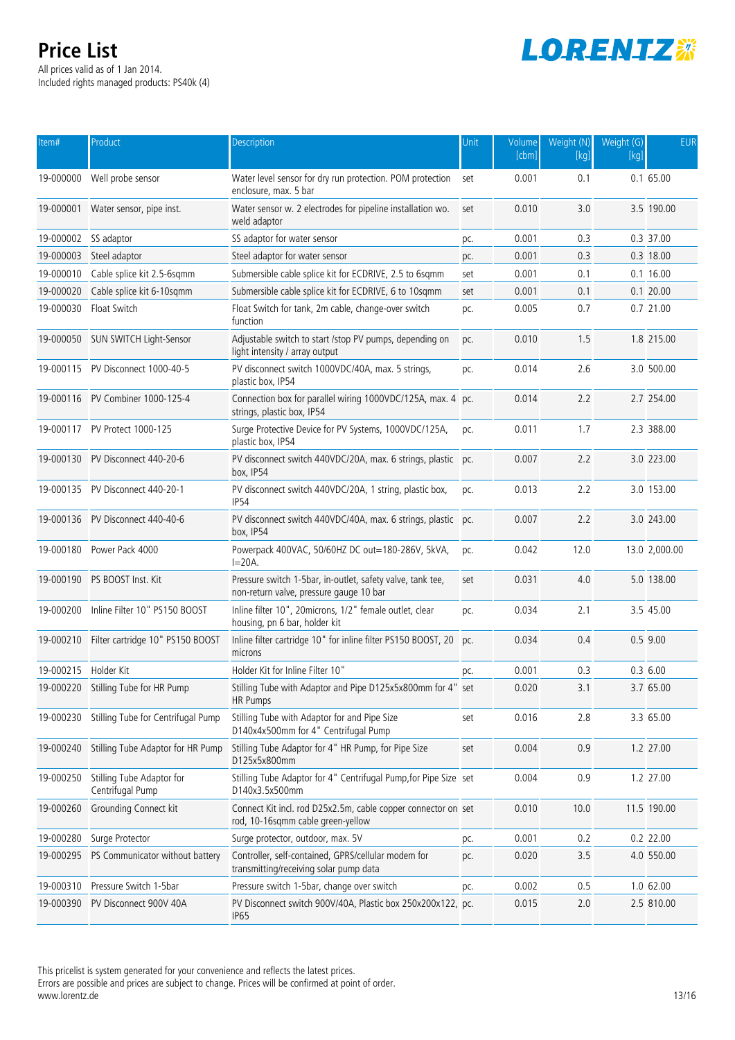# Price List

All prices valid as of 1 Jan 2014.
Included rights managed products: PS40k (4)

| Item# | Product | Description | Unit | Volume [cbm] | Weight (N) [kg] | Weight (G) [kg] | EUR |
|---|---|---|---|---|---|---|---|
| 19-000000 | Well probe sensor | Water level sensor for dry run protection. POM protection enclosure, max. 5 bar | set | 0.001 | 0.1 | 0.1 | 65.00 |
| 19-000001 | Water sensor, pipe inst. | Water sensor w. 2 electrodes for pipeline installation wo. weld adaptor | set | 0.010 | 3.0 | 3.5 | 190.00 |
| 19-000002 | SS adaptor | SS adaptor for water sensor | pc. | 0.001 | 0.3 | 0.3 | 37.00 |
| 19-000003 | Steel adaptor | Steel adaptor for water sensor | pc. | 0.001 | 0.3 | 0.3 | 18.00 |
| 19-000010 | Cable splice kit 2.5-6sqmm | Submersible cable splice kit for ECDRIVE, 2.5 to 6sqmm | set | 0.001 | 0.1 | 0.1 | 16.00 |
| 19-000020 | Cable splice kit 6-10sqmm | Submersible cable splice kit for ECDRIVE, 6 to 10sqmm | set | 0.001 | 0.1 | 0.1 | 20.00 |
| 19-000030 | Float Switch | Float Switch for tank, 2m cable, change-over switch function | pc. | 0.005 | 0.7 | 0.7 | 21.00 |
| 19-000050 | SUN SWITCH Light-Sensor | Adjustable switch to start /stop PV pumps, depending on light intensity / array output | pc. | 0.010 | 1.5 | 1.8 | 215.00 |
| 19-000115 | PV Disconnect 1000-40-5 | PV disconnect switch 1000VDC/40A, max. 5 strings, plastic box, IP54 | pc. | 0.014 | 2.6 | 3.0 | 500.00 |
| 19-000116 | PV Combiner 1000-125-4 | Connection box for parallel wiring 1000VDC/125A, max. 4 strings, plastic box, IP54 | pc. | 0.014 | 2.2 | 2.7 | 254.00 |
| 19-000117 | PV Protect 1000-125 | Surge Protective Device for PV Systems, 1000VDC/125A, plastic box, IP54 | pc. | 0.011 | 1.7 | 2.3 | 388.00 |
| 19-000130 | PV Disconnect 440-20-6 | PV disconnect switch 440VDC/20A, max. 6 strings, plastic box, IP54 | pc. | 0.007 | 2.2 | 3.0 | 223.00 |
| 19-000135 | PV Disconnect 440-20-1 | PV disconnect switch 440VDC/20A, 1 string, plastic box, IP54 | pc. | 0.013 | 2.2 | 3.0 | 153.00 |
| 19-000136 | PV Disconnect 440-40-6 | PV disconnect switch 440VDC/40A, max. 6 strings, plastic box, IP54 | pc. | 0.007 | 2.2 | 3.0 | 243.00 |
| 19-000180 | Power Pack 4000 | Powerpack 400VAC, 50/60HZ DC out=180-286V, 5kVA, I=20A. | pc. | 0.042 | 12.0 | 13.0 | 2,000.00 |
| 19-000190 | PS BOOST Inst. Kit | Pressure switch 1-5bar, in-outlet, safety valve, tank tee, non-return valve, pressure gauge 10 bar | set | 0.031 | 4.0 | 5.0 | 138.00 |
| 19-000200 | Inline Filter 10" PS150 BOOST | Inline filter 10", 20microns, 1/2" female outlet, clear housing, pn 6 bar, holder kit | pc. | 0.034 | 2.1 | 3.5 | 45.00 |
| 19-000210 | Filter cartridge 10" PS150 BOOST | Inline filter cartridge 10" for inline filter PS150 BOOST, 20 microns | pc. | 0.034 | 0.4 | 0.5 | 9.00 |
| 19-000215 | Holder Kit | Holder Kit for Inline Filter 10" | pc. | 0.001 | 0.3 | 0.3 | 6.00 |
| 19-000220 | Stilling Tube for HR Pump | Stilling Tube with Adaptor and Pipe D125x5x800mm for 4" HR Pumps | set | 0.020 | 3.1 | 3.7 | 65.00 |
| 19-000230 | Stilling Tube for Centrifugal Pump | Stilling Tube with Adaptor for and Pipe Size D140x4x500mm for 4" Centrifugal Pump | set | 0.016 | 2.8 | 3.3 | 65.00 |
| 19-000240 | Stilling Tube Adaptor for HR Pump | Stilling Tube Adaptor for 4" HR Pump, for Pipe Size D125x5x800mm | set | 0.004 | 0.9 | 1.2 | 27.00 |
| 19-000250 | Stilling Tube Adaptor for Centrifugal Pump | Stilling Tube Adaptor for 4" Centrifugal Pump,for Pipe Size D140x3.5x500mm | set | 0.004 | 0.9 | 1.2 | 27.00 |
| 19-000260 | Grounding Connect kit | Connect Kit incl. rod D25x2.5m, cable copper connector on rod, 10-16sqmm cable green-yellow | set | 0.010 | 10.0 | 11.5 | 190.00 |
| 19-000280 | Surge Protector | Surge protector, outdoor, max. 5V | pc. | 0.001 | 0.2 | 0.2 | 22.00 |
| 19-000295 | PS Communicator without battery | Controller, self-contained, GPRS/cellular modem for transmitting/receiving solar pump data | pc. | 0.020 | 3.5 | 4.0 | 550.00 |
| 19-000310 | Pressure Switch 1-5bar | Pressure switch 1-5bar, change over switch | pc. | 0.002 | 0.5 | 1.0 | 62.00 |
| 19-000390 | PV Disconnect 900V 40A | PV Disconnect switch 900V/40A, Plastic box 250x200x122, IP65 | pc. | 0.015 | 2.0 | 2.5 | 810.00 |

This pricelist is system generated for your convenience and reflects the latest prices.
Errors are possible and prices are subject to change. Prices will be confirmed at point of order.
www.lorentz.de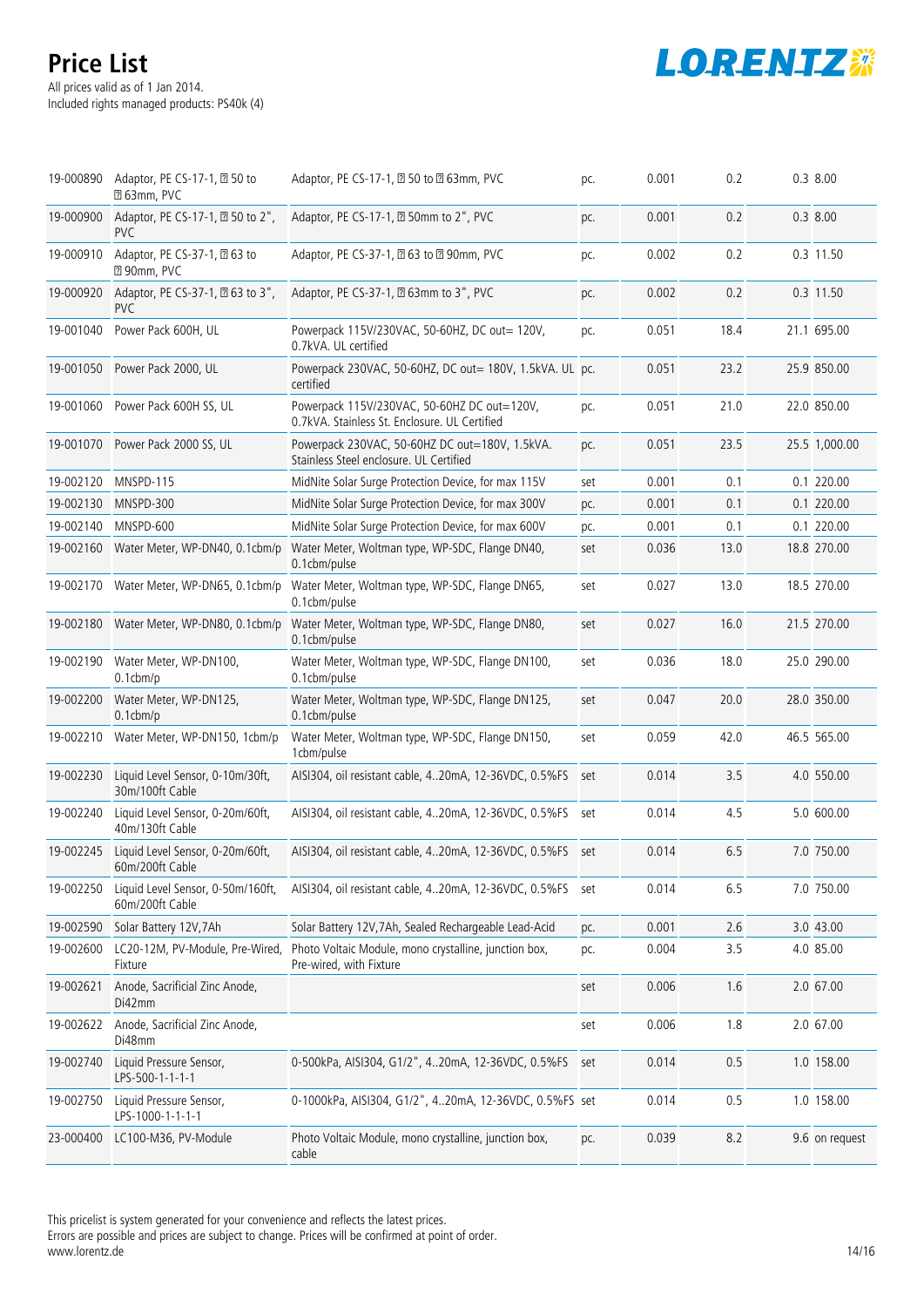# Price List

All prices valid as of 1 Jan 2014.
Included rights managed products: PS40k (4)

| | | | | | | | |
|---|---|---|---|---|---|---|---|
| 19-000890 | Adaptor, PE CS-17-1, ⌀ 50 to ⌀ 63mm, PVC | Adaptor, PE CS-17-1, ⌀ 50 to ⌀ 63mm, PVC | pc. | 0.001 | 0.2 | 0.3 | 8.00 |
| 19-000900 | Adaptor, PE CS-17-1, ⌀ 50 to 2", PVC | Adaptor, PE CS-17-1, ⌀ 50mm to 2", PVC | pc. | 0.001 | 0.2 | 0.3 | 8.00 |
| 19-000910 | Adaptor, PE CS-37-1, ⌀ 63 to ⌀ 90mm, PVC | Adaptor, PE CS-37-1, ⌀ 63 to ⌀ 90mm, PVC | pc. | 0.002 | 0.2 | 0.3 | 11.50 |
| 19-000920 | Adaptor, PE CS-37-1, ⌀ 63 to 3", PVC | Adaptor, PE CS-37-1, ⌀ 63mm to 3", PVC | pc. | 0.002 | 0.2 | 0.3 | 11.50 |
| 19-001040 | Power Pack 600H, UL | Powerpack 115V/230VAC, 50-60HZ, DC out= 120V, 0.7kVA. UL certified | pc. | 0.051 | 18.4 | 21.1 | 695.00 |
| 19-001050 | Power Pack 2000, UL | Powerpack 230VAC, 50-60HZ, DC out= 180V, 1.5kVA. UL certified | pc. | 0.051 | 23.2 | 25.9 | 850.00 |
| 19-001060 | Power Pack 600H SS, UL | Powerpack 115V/230VAC, 50-60HZ DC out=120V, 0.7kVA. Stainless St. Enclosure. UL Certified | pc. | 0.051 | 21.0 | 22.0 | 850.00 |
| 19-001070 | Power Pack 2000 SS, UL | Powerpack 230VAC, 50-60HZ DC out=180V, 1.5kVA. Stainless Steel enclosure. UL Certified | pc. | 0.051 | 23.5 | 25.5 | 1,000.00 |
| 19-002120 | MNSPD-115 | MidNite Solar Surge Protection Device, for max 115V | set | 0.001 | 0.1 | 0.1 | 220.00 |
| 19-002130 | MNSPD-300 | MidNite Solar Surge Protection Device, for max 300V | pc. | 0.001 | 0.1 | 0.1 | 220.00 |
| 19-002140 | MNSPD-600 | MidNite Solar Surge Protection Device, for max 600V | pc. | 0.001 | 0.1 | 0.1 | 220.00 |
| 19-002160 | Water Meter, WP-DN40, 0.1cbm/p | Water Meter, Woltman type, WP-SDC, Flange DN40, 0.1cbm/pulse | set | 0.036 | 13.0 | 18.8 | 270.00 |
| 19-002170 | Water Meter, WP-DN65, 0.1cbm/p | Water Meter, Woltman type, WP-SDC, Flange DN65, 0.1cbm/pulse | set | 0.027 | 13.0 | 18.5 | 270.00 |
| 19-002180 | Water Meter, WP-DN80, 0.1cbm/p | Water Meter, Woltman type, WP-SDC, Flange DN80, 0.1cbm/pulse | set | 0.027 | 16.0 | 21.5 | 270.00 |
| 19-002190 | Water Meter, WP-DN100, 0.1cbm/p | Water Meter, Woltman type, WP-SDC, Flange DN100, 0.1cbm/pulse | set | 0.036 | 18.0 | 25.0 | 290.00 |
| 19-002200 | Water Meter, WP-DN125, 0.1cbm/p | Water Meter, Woltman type, WP-SDC, Flange DN125, 0.1cbm/pulse | set | 0.047 | 20.0 | 28.0 | 350.00 |
| 19-002210 | Water Meter, WP-DN150, 1cbm/p | Water Meter, Woltman type, WP-SDC, Flange DN150, 1cbm/pulse | set | 0.059 | 42.0 | 46.5 | 565.00 |
| 19-002230 | Liquid Level Sensor, 0-10m/30ft, 30m/100ft Cable | AISI304, oil resistant cable, 4..20mA, 12-36VDC, 0.5%FS | set | 0.014 | 3.5 | 4.0 | 550.00 |
| 19-002240 | Liquid Level Sensor, 0-20m/60ft, 40m/130ft Cable | AISI304, oil resistant cable, 4..20mA, 12-36VDC, 0.5%FS | set | 0.014 | 4.5 | 5.0 | 600.00 |
| 19-002245 | Liquid Level Sensor, 0-20m/60ft, 60m/200ft Cable | AISI304, oil resistant cable, 4..20mA, 12-36VDC, 0.5%FS | set | 0.014 | 6.5 | 7.0 | 750.00 |
| 19-002250 | Liquid Level Sensor, 0-50m/160ft, 60m/200ft Cable | AISI304, oil resistant cable, 4..20mA, 12-36VDC, 0.5%FS | set | 0.014 | 6.5 | 7.0 | 750.00 |
| 19-002590 | Solar Battery 12V,7Ah | Solar Battery 12V,7Ah, Sealed Rechargeable Lead-Acid | pc. | 0.001 | 2.6 | 3.0 | 43.00 |
| 19-002600 | LC20-12M, PV-Module, Pre-Wired, Fixture | Photo Voltaic Module, mono crystalline, junction box, Pre-wired, with Fixture | pc. | 0.004 | 3.5 | 4.0 | 85.00 |
| 19-002621 | Anode, Sacrificial Zinc Anode, Di42mm | | set | 0.006 | 1.6 | 2.0 | 67.00 |
| 19-002622 | Anode, Sacrificial Zinc Anode, Di48mm | | set | 0.006 | 1.8 | 2.0 | 67.00 |
| 19-002740 | Liquid Pressure Sensor, LPS-500-1-1-1-1 | 0-500kPa, AISI304, G1/2", 4..20mA, 12-36VDC, 0.5%FS | set | 0.014 | 0.5 | 1.0 | 158.00 |
| 19-002750 | Liquid Pressure Sensor, LPS-1000-1-1-1-1 | 0-1000kPa, AISI304, G1/2", 4..20mA, 12-36VDC, 0.5%FS | set | 0.014 | 0.5 | 1.0 | 158.00 |
| 23-000400 | LC100-M36, PV-Module | Photo Voltaic Module, mono crystalline, junction box, cable | pc. | 0.039 | 8.2 | 9.6 | on request |

This pricelist is system generated for your convenience and reflects the latest prices.
Errors are possible and prices are subject to change. Prices will be confirmed at point of order.
www.lorentz.de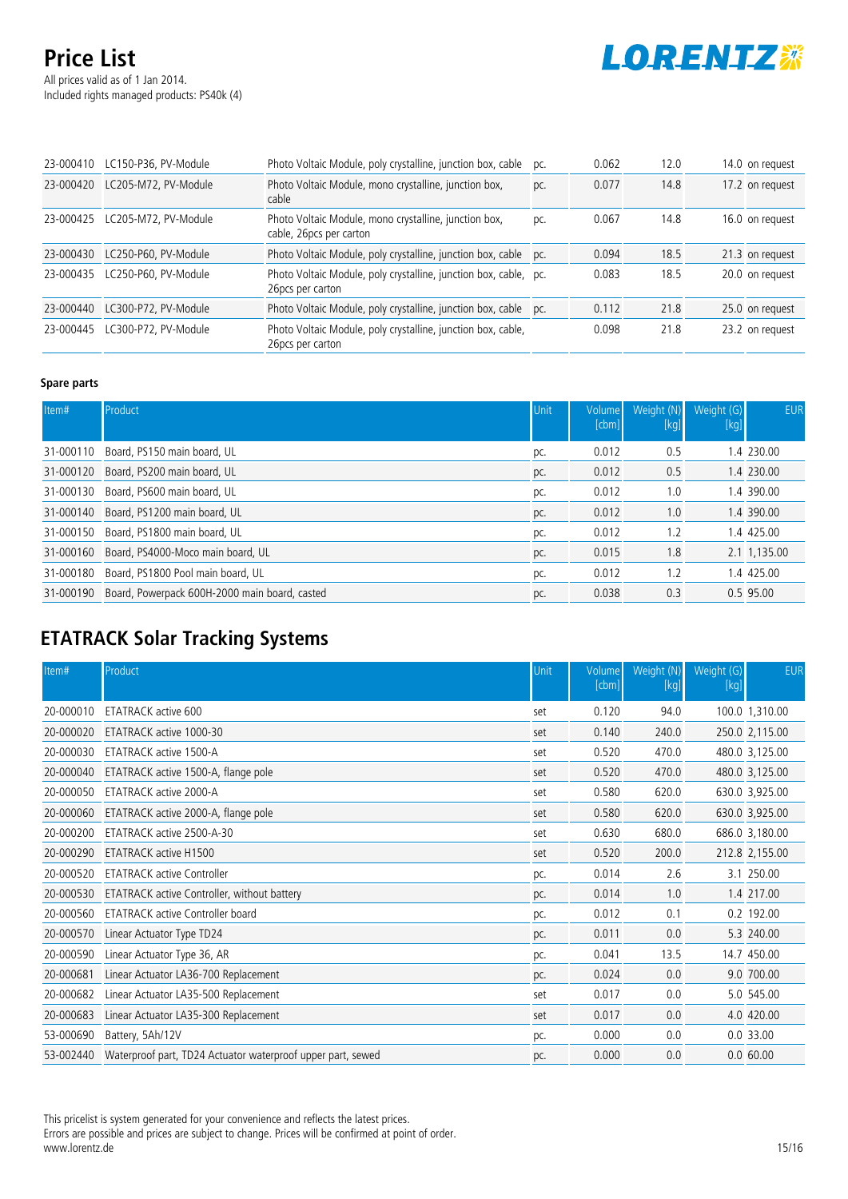# Price List

All prices valid as of 1 Jan 2014.
Included rights managed products: PS40k (4)

| | | | | | | | |
|---|---|---|---|---|---|---|---|
| 23-000410 | LC150-P36, PV-Module | Photo Voltaic Module, poly crystalline, junction box, cable | pc. | 0.062 | 12.0 | 14.0 | on request |
| 23-000420 | LC205-M72, PV-Module | Photo Voltaic Module, mono crystalline, junction box, cable | pc. | 0.077 | 14.8 | 17.2 | on request |
| 23-000425 | LC205-M72, PV-Module | Photo Voltaic Module, mono crystalline, junction box, cable, 26pcs per carton | pc. | 0.067 | 14.8 | 16.0 | on request |
| 23-000430 | LC250-P60, PV-Module | Photo Voltaic Module, poly crystalline, junction box, cable | pc. | 0.094 | 18.5 | 21.3 | on request |
| 23-000435 | LC250-P60, PV-Module | Photo Voltaic Module, poly crystalline, junction box, cable, 26pcs per carton | pc. | 0.083 | 18.5 | 20.0 | on request |
| 23-000440 | LC300-P72, PV-Module | Photo Voltaic Module, poly crystalline, junction box, cable | pc. | 0.112 | 21.8 | 25.0 | on request |
| 23-000445 | LC300-P72, PV-Module | Photo Voltaic Module, poly crystalline, junction box, cable, 26pcs per carton | | 0.098 | 21.8 | 23.2 | on request |

**Spare parts**

| Item# | Product | Unit | Volume [cbm] | Weight (N) [kg] | Weight (G) [kg] | EUR |
|---|---|---|---|---|---|---|
| 31-000110 | Board, PS150 main board, UL | pc. | 0.012 | 0.5 | 1.4 | 230.00 |
| 31-000120 | Board, PS200 main board, UL | pc. | 0.012 | 0.5 | 1.4 | 230.00 |
| 31-000130 | Board, PS600 main board, UL | pc. | 0.012 | 1.0 | 1.4 | 390.00 |
| 31-000140 | Board, PS1200 main board, UL | pc. | 0.012 | 1.0 | 1.4 | 390.00 |
| 31-000150 | Board, PS1800 main board, UL | pc. | 0.012 | 1.2 | 1.4 | 425.00 |
| 31-000160 | Board, PS4000-Moco main board, UL | pc. | 0.015 | 1.8 | 2.1 | 1,135.00 |
| 31-000180 | Board, PS1800 Pool main board, UL | pc. | 0.012 | 1.2 | 1.4 | 425.00 |
| 31-000190 | Board, Powerpack 600H-2000 main board, casted | pc. | 0.038 | 0.3 | 0.5 | 95.00 |

## ETATRACK Solar Tracking Systems

| Item# | Product | Unit | Volume [cbm] | Weight (N) [kg] | Weight (G) [kg] | EUR |
|---|---|---|---|---|---|---|
| 20-000010 | ETATRACK active 600 | set | 0.120 | 94.0 | 100.0 | 1,310.00 |
| 20-000020 | ETATRACK active 1000-30 | set | 0.140 | 240.0 | 250.0 | 2,115.00 |
| 20-000030 | ETATRACK active 1500-A | set | 0.520 | 470.0 | 480.0 | 3,125.00 |
| 20-000040 | ETATRACK active 1500-A, flange pole | set | 0.520 | 470.0 | 480.0 | 3,125.00 |
| 20-000050 | ETATRACK active 2000-A | set | 0.580 | 620.0 | 630.0 | 3,925.00 |
| 20-000060 | ETATRACK active 2000-A, flange pole | set | 0.580 | 620.0 | 630.0 | 3,925.00 |
| 20-000200 | ETATRACK active 2500-A-30 | set | 0.630 | 680.0 | 686.0 | 3,180.00 |
| 20-000290 | ETATRACK active H1500 | set | 0.520 | 200.0 | 212.8 | 2,155.00 |
| 20-000520 | ETATRACK active Controller | pc. | 0.014 | 2.6 | 3.1 | 250.00 |
| 20-000530 | ETATRACK active Controller, without battery | pc. | 0.014 | 1.0 | 1.4 | 217.00 |
| 20-000560 | ETATRACK active Controller board | pc. | 0.012 | 0.1 | 0.2 | 192.00 |
| 20-000570 | Linear Actuator Type TD24 | pc. | 0.011 | 0.0 | 5.3 | 240.00 |
| 20-000590 | Linear Actuator Type 36, AR | pc. | 0.041 | 13.5 | 14.7 | 450.00 |
| 20-000681 | Linear Actuator LA36-700 Replacement | pc. | 0.024 | 0.0 | 9.0 | 700.00 |
| 20-000682 | Linear Actuator LA35-500 Replacement | set | 0.017 | 0.0 | 5.0 | 545.00 |
| 20-000683 | Linear Actuator LA35-300 Replacement | set | 0.017 | 0.0 | 4.0 | 420.00 |
| 53-000690 | Battery, 5Ah/12V | pc. | 0.000 | 0.0 | 0.0 | 33.00 |
| 53-002440 | Waterproof part, TD24 Actuator waterproof upper part, sewed | pc. | 0.000 | 0.0 | 0.0 | 60.00 |

This pricelist is system generated for your convenience and reflects the latest prices.
Errors are possible and prices are subject to change. Prices will be confirmed at point of order.
www.lorentz.de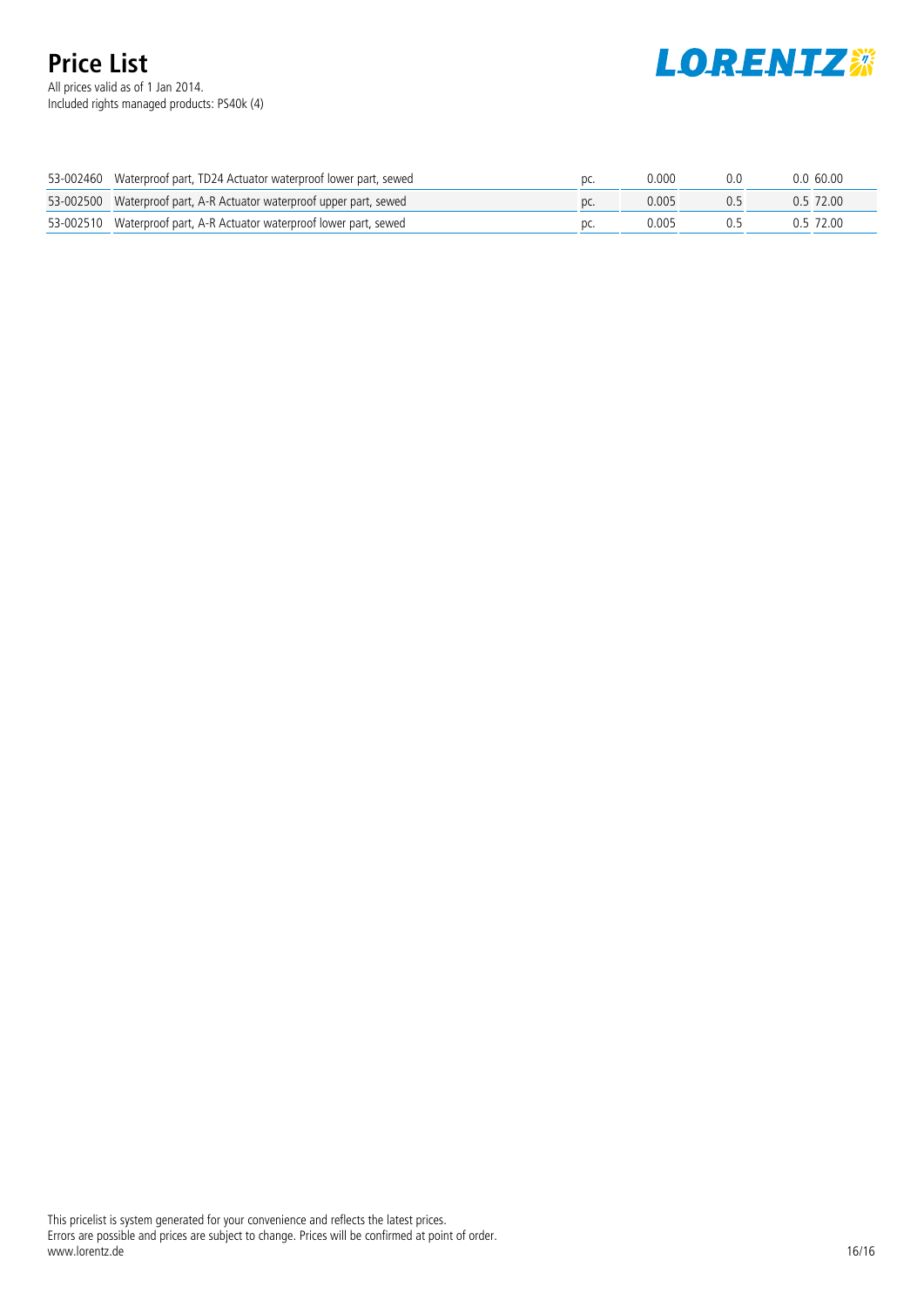# Price List

All prices valid as of 1 Jan 2014.
Included rights managed products: PS40k (4)

| | | | | | | |
|---|---|---|---|---|---|---|
| 53-002460 | Waterproof part, TD24 Actuator waterproof lower part, sewed | pc. | 0.000 | 0.0 | 0.0 | 60.00 |
| 53-002500 | Waterproof part, A-R Actuator waterproof upper part, sewed | pc. | 0.005 | 0.5 | 0.5 | 72.00 |
| 53-002510 | Waterproof part, A-R Actuator waterproof lower part, sewed | pc. | 0.005 | 0.5 | 0.5 | 72.00 |

This pricelist is system generated for your convenience and reflects the latest prices.
Errors are possible and prices are subject to change. Prices will be confirmed at point of order.
www.lorentz.de